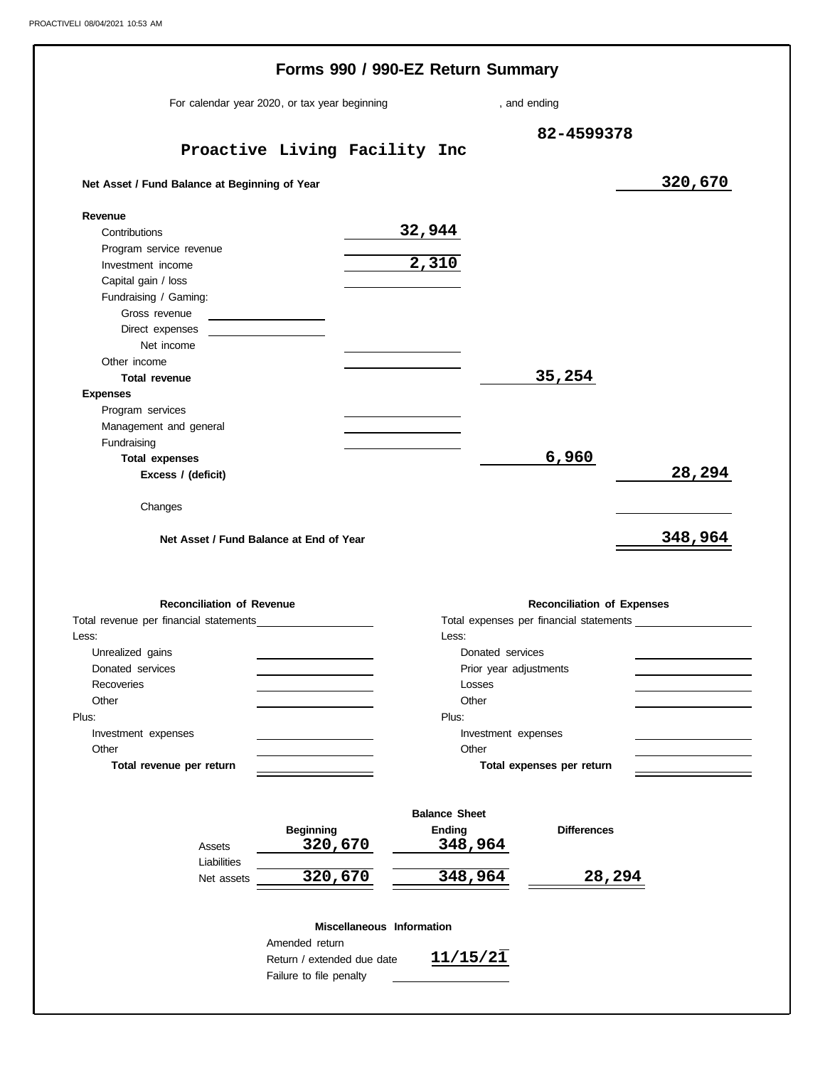# Forms 990 / 990-EZ Return Summary

For calendar year 2020, or tax year beginning , and ending

**Proactive Living Facility Inc** — 82-4599378

| | | | |
|---|---|---|---|
| **Net Asset / Fund Balance at Beginning of Year** | | | 320,670 |
| **Revenue** | | | |
| Contributions | 32,944 | | |
| Program service revenue | | | |
| Investment income | 2,310 | | |
| Capital gain / loss | | | |
| Fundraising / Gaming: | | | |
| Gross revenue | | | |
| Direct expenses | | | |
| Net income | | | |
| Other income | | | |
| **Total revenue** | | 35,254 | |
| **Expenses** | | | |
| Program services | | | |
| Management and general | | | |
| Fundraising | | | |
| **Total expenses** | | 6,960 | |
| **Excess / (deficit)** | | | 28,294 |
| Changes | | | |
| **Net Asset / Fund Balance at End of Year** | | | 348,964 |

| **Reconciliation of Revenue** | | **Reconciliation of Expenses** | |
|---|---|---|---|
| Total revenue per financial statements | | Total expenses per financial statements | |
| Less: | | Less: | |
| Unrealized gains | | Donated services | |
| Donated services | | Prior year adjustments | |
| Recoveries | | Losses | |
| Other | | Other | |
| Plus: | | Plus: | |
| Investment expenses | | Investment expenses | |
| Other | | Other | |
| **Total revenue per return** | | **Total expenses per return** | |

**Balance Sheet**

| | Beginning | Ending | Differences |
|---|---|---|---|
| Assets | 320,670 | 348,964 | |
| Liabilities | | | |
| Net assets | 320,670 | 348,964 | 28,294 |

**Miscellaneous Information**

| | |
|---|---|
| Amended return | |
| Return / extended due date | 11/15/21 |
| Failure to file penalty | |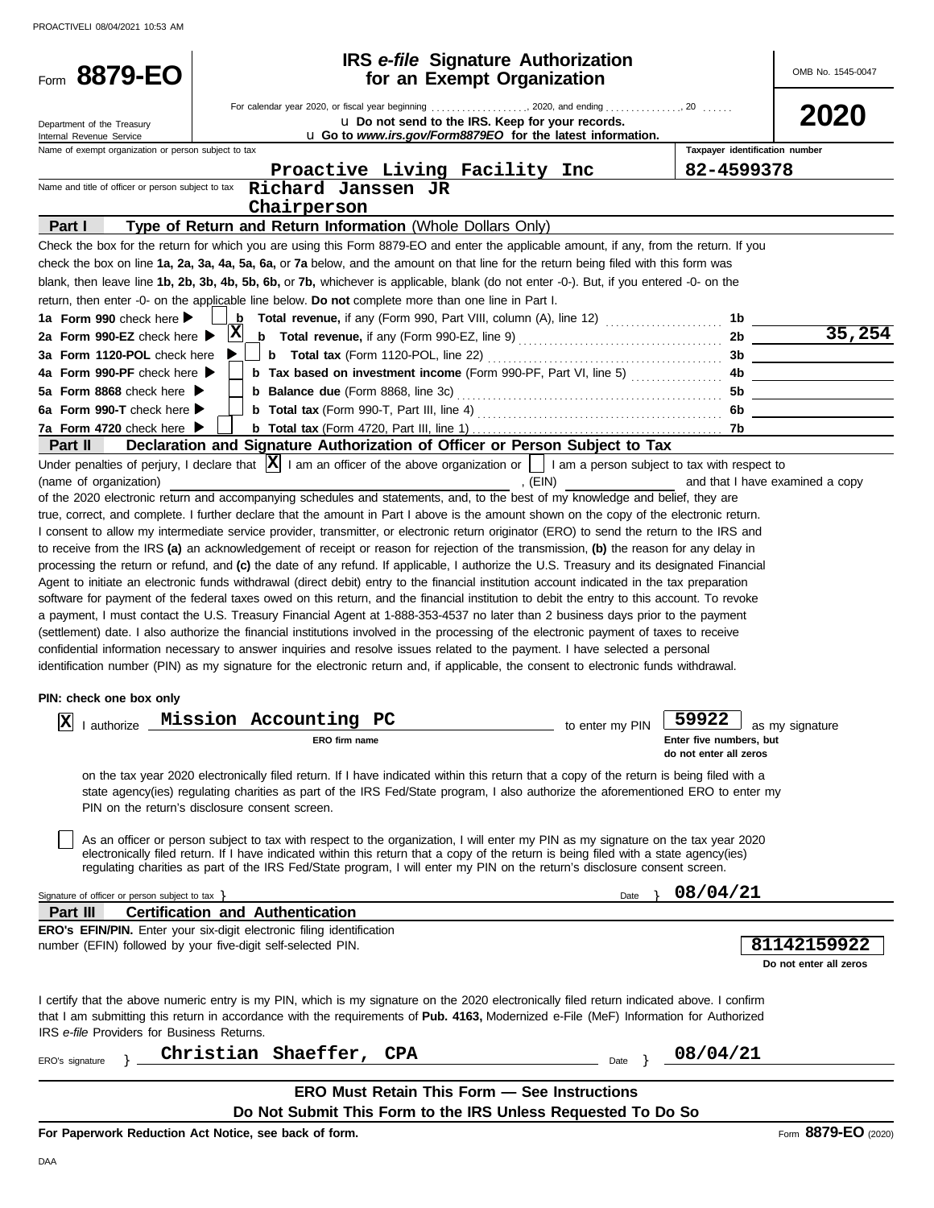Form **8879-EO**

# IRS *e-file* Signature Authorization for an Exempt Organization

OMB No. 1545-0047

For calendar year 2020, or fiscal year beginning . . . . . . . . . . . . . . . . . . , 2020, and ending . . . . . . . . . . . . . . , 20 . . . . . .

**2020**

Department of the Treasury
Internal Revenue Service

u **Do not send to the IRS. Keep for your records.**
u **Go to *www.irs.gov/Form8879EO* for the latest information.**

Name of exempt organization or person subject to tax: **Proactive Living Facility Inc**

Taxpayer identification number: **82-4599378**

Name and title of officer or person subject to tax: **Richard Janssen JR**
**Chairperson**

## Part I — Type of Return and Return Information (Whole Dollars Only)

Check the box for the return for which you are using this Form 8879-EO and enter the applicable amount, if any, from the return. If you check the box on line **1a, 2a, 3a, 4a, 5a, 6a,** or **7a** below, and the amount on that line for the return being filed with this form was blank, then leave line **1b, 2b, 3b, 4b, 5b, 6b,** or **7b,** whichever is applicable, blank (do not enter -0-). But, if you entered -0- on the return, then enter -0- on the applicable line below. **Do not** complete more than one line in Part I.

| | | | | |
|---|---|---|---|---|
| **1a Form 990** check here ▶ | ☐ | **b Total revenue,** if any (Form 990, Part VIII, column (A), line 12) | 1b | |
| **2a Form 990-EZ** check here ▶ | ☒ | **b Total revenue,** if any (Form 990-EZ, line 9) | 2b | 35,254 |
| **3a Form 1120-POL** check here ▶ | ☐ | **b Total tax** (Form 1120-POL, line 22) | 3b | |
| **4a Form 990-PF** check here ▶ | ☐ | **b Tax based on investment income** (Form 990-PF, Part VI, line 5) | 4b | |
| **5a Form 8868** check here ▶ | ☐ | **b Balance due** (Form 8868, line 3c) | 5b | |
| **6a Form 990-T** check here ▶ | ☐ | **b Total tax** (Form 990-T, Part III, line 4) | 6b | |
| **7a Form 4720** check here ▶ | ☐ | **b Total tax** (Form 4720, Part III, line 1) | 7b | |

## Part II — Declaration and Signature Authorization of Officer or Person Subject to Tax

Under penalties of perjury, I declare that ☒ I am an officer of the above organization or ☐ I am a person subject to tax with respect to (name of organization) \_\_\_\_\_\_\_\_\_\_\_\_\_\_\_\_, (EIN) \_\_\_\_\_\_\_\_ and that I have examined a copy of the 2020 electronic return and accompanying schedules and statements, and, to the best of my knowledge and belief, they are true, correct, and complete. I further declare that the amount in Part I above is the amount shown on the copy of the electronic return. I consent to allow my intermediate service provider, transmitter, or electronic return originator (ERO) to send the return to the IRS and to receive from the IRS **(a)** an acknowledgement of receipt or reason for rejection of the transmission, **(b)** the reason for any delay in processing the return or refund, and **(c)** the date of any refund. If applicable, I authorize the U.S. Treasury and its designated Financial Agent to initiate an electronic funds withdrawal (direct debit) entry to the financial institution account indicated in the tax preparation software for payment of the federal taxes owed on this return, and the financial institution to debit the entry to this account. To revoke a payment, I must contact the U.S. Treasury Financial Agent at 1-888-353-4537 no later than 2 business days prior to the payment (settlement) date. I also authorize the financial institutions involved in the processing of the electronic payment of taxes to receive confidential information necessary to answer inquiries and resolve issues related to the payment. I have selected a personal identification number (PIN) as my signature for the electronic return and, if applicable, the consent to electronic funds withdrawal.

**PIN: check one box only**

☒ I authorize **Mission Accounting PC** (ERO firm name) to enter my PIN **59922** (Enter five numbers, but do not enter all zeros) as my signature on the tax year 2020 electronically filed return. If I have indicated within this return that a copy of the return is being filed with a state agency(ies) regulating charities as part of the IRS Fed/State program, I also authorize the aforementioned ERO to enter my PIN on the return's disclosure consent screen.

☐ As an officer or person subject to tax with respect to the organization, I will enter my PIN as my signature on the tax year 2020 electronically filed return. If I have indicated within this return that a copy of the return is being filed with a state agency(ies) regulating charities as part of the IRS Fed/State program, I will enter my PIN on the return's disclosure consent screen.

Signature of officer or person subject to tax } \_\_\_\_\_\_\_\_\_\_ Date } **08/04/21**

## Part III — Certification and Authentication

**ERO's EFIN/PIN.** Enter your six-digit electronic filing identification number (EFIN) followed by your five-digit self-selected PIN.

**81142159922**
Do not enter all zeros

I certify that the above numeric entry is my PIN, which is my signature on the 2020 electronically filed return indicated above. I confirm that I am submitting this return in accordance with the requirements of **Pub. 4163,** Modernized e-File (MeF) Information for Authorized IRS *e-file* Providers for Business Returns.

ERO's signature } **Christian Shaeffer, CPA** Date } **08/04/21**

**ERO Must Retain This Form — See Instructions**
**Do Not Submit This Form to the IRS Unless Requested To Do So**

**For Paperwork Reduction Act Notice, see back of form.** Form **8879-EO** (2020)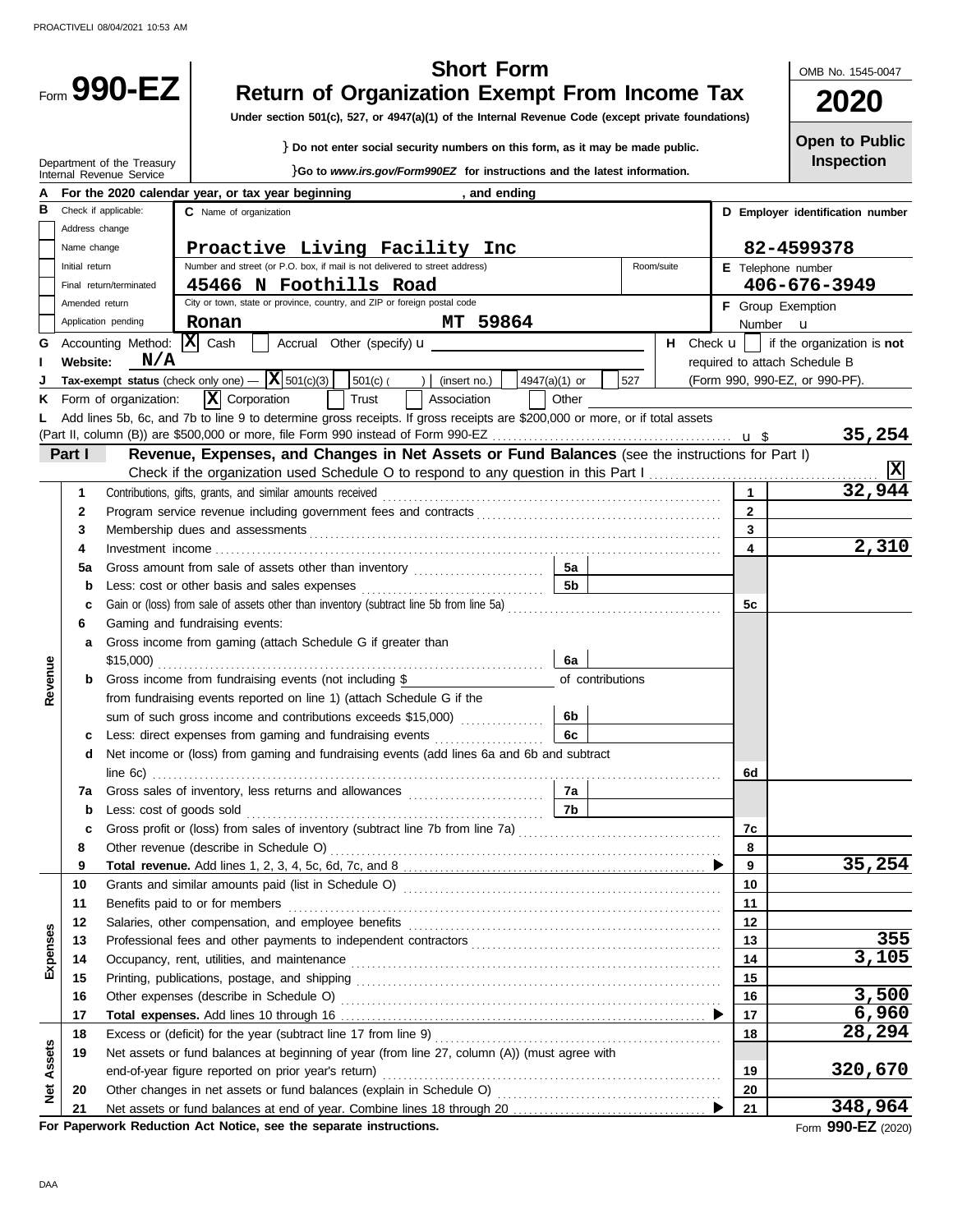# Form 990-EZ

## Short Form
## Return of Organization Exempt From Income Tax

**Under section 501(c), 527, or 4947(a)(1) of the Internal Revenue Code (except private foundations)**

Department of the Treasury
Internal Revenue Service

} Do not enter social security numbers on this form, as it may be made public.

} Go to *www.irs.gov/Form990EZ* for instructions and the latest information.

OMB No. 1545-0047

**2020**

**Open to Public Inspection**

**A** For the 2020 calendar year, or tax year beginning , and ending

**B** Check if applicable:
- Address change
- Name change
- Initial return
- Final return/terminated
- Amended return
- Application pending

**C** Name of organization: **Proactive Living Facility Inc**

Number and street (or P.O. box, if mail is not delivered to street address): **45466 N Foothills Road** Room/suite

City or town, state or province, country, and ZIP or foreign postal code: **Ronan MT 59864**

**D** Employer identification number: **82-4599378**

**E** Telephone number: **406-676-3949**

**F** Group Exemption Number u

**G** Accounting Method: [X] Cash [ ] Accrual Other (specify) u

**H** Check u [ ] if the organization is **not** required to attach Schedule B (Form 990, 990-EZ, or 990-PF).

**I** Website: **N/A**

**J** Tax-exempt status (check only one) — [X] 501(c)(3) [ ] 501(c) ( ) (insert no.) [ ] 4947(a)(1) or [ ] 527

**K** Form of organization: [X] Corporation [ ] Trust [ ] Association [ ] Other

**L** Add lines 5b, 6c, and 7b to line 9 to determine gross receipts. If gross receipts are $200,000 or more, or if total assets (Part II, column (B)) are $500,000 or more, file Form 990 instead of Form 990-EZ u $ **35,254**

### Part I — Revenue, Expenses, and Changes in Net Assets or Fund Balances (see the instructions for Part I)

Check if the organization used Schedule O to respond to any question in this Part I [X]

| Section | Line | Description | | | Line | Amount |
|---|---|---|---|---|---|---|
| Revenue | 1 | Contributions, gifts, grants, and similar amounts received | | | 1 | 32,944 |
| | 2 | Program service revenue including government fees and contracts | | | 2 | |
| | 3 | Membership dues and assessments | | | 3 | |
| | 4 | Investment income | | | 4 | 2,310 |
| | 5a | Gross amount from sale of assets other than inventory | 5a | | | |
| | b | Less: cost or other basis and sales expenses | 5b | | | |
| | c | Gain or (loss) from sale of assets other than inventory (subtract line 5b from line 5a) | | | 5c | |
| | 6 | Gaming and fundraising events: | | | | |
| | a | Gross income from gaming (attach Schedule G if greater than $15,000) | 6a | | | |
| | b | Gross income from fundraising events (not including $ of contributions from fundraising events reported on line 1) (attach Schedule G if the sum of such gross income and contributions exceeds $15,000) | 6b | | | |
| | c | Less: direct expenses from gaming and fundraising events | 6c | | | |
| | d | Net income or (loss) from gaming and fundraising events (add lines 6a and 6b and subtract line 6c) | | | 6d | |
| | 7a | Gross sales of inventory, less returns and allowances | 7a | | | |
| | b | Less: cost of goods sold | 7b | | | |
| | c | Gross profit or (loss) from sales of inventory (subtract line 7b from line 7a) | | | 7c | |
| | 8 | Other revenue (describe in Schedule O) | | | 8 | |
| | 9 | **Total revenue.** Add lines 1, 2, 3, 4, 5c, 6d, 7c, and 8 | | | 9 | 35,254 |
| Expenses | 10 | Grants and similar amounts paid (list in Schedule O) | | | 10 | |
| | 11 | Benefits paid to or for members | | | 11 | |
| | 12 | Salaries, other compensation, and employee benefits | | | 12 | |
| | 13 | Professional fees and other payments to independent contractors | | | 13 | 355 |
| | 14 | Occupancy, rent, utilities, and maintenance | | | 14 | 3,105 |
| | 15 | Printing, publications, postage, and shipping | | | 15 | |
| | 16 | Other expenses (describe in Schedule O) | | | 16 | 3,500 |
| | 17 | **Total expenses.** Add lines 10 through 16 | | | 17 | 6,960 |
| Net Assets | 18 | Excess or (deficit) for the year (subtract line 17 from line 9) | | | 18 | 28,294 |
| | 19 | Net assets or fund balances at beginning of year (from line 27, column (A)) (must agree with end-of-year figure reported on prior year's return) | | | 19 | 320,670 |
| | 20 | Other changes in net assets or fund balances (explain in Schedule O) | | | 20 | |
| | 21 | Net assets or fund balances at end of year. Combine lines 18 through 20 | | | 21 | 348,964 |

**For Paperwork Reduction Act Notice, see the separate instructions.**

Form **990-EZ** (2020)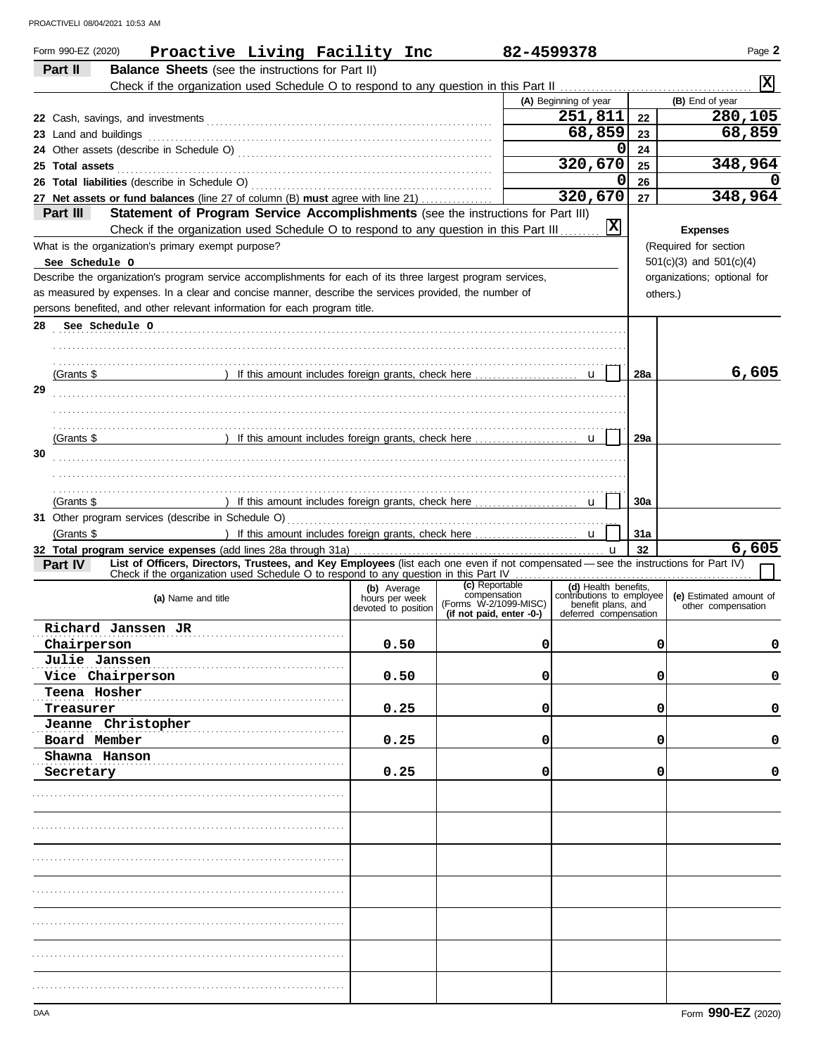Form 990-EZ (2020) **Proactive Living Facility Inc** **82-4599378** Page **2**

## Part II Balance Sheets (see the instructions for Part II)

Check if the organization used Schedule O to respond to any question in this Part II ..... [X]

| | (A) Beginning of year | | (B) End of year |
|---|---|---|---|
| 22 Cash, savings, and investments | 251,811 | 22 | 280,105 |
| 23 Land and buildings | 68,859 | 23 | 68,859 |
| 24 Other assets (describe in Schedule O) | 0 | 24 | |
| 25 **Total assets** | 320,670 | 25 | 348,964 |
| 26 **Total liabilities** (describe in Schedule O) | 0 | 26 | 0 |
| 27 **Net assets or fund balances** (line 27 of column (B) **must** agree with line 21) | 320,670 | 27 | 348,964 |

## Part III Statement of Program Service Accomplishments (see the instructions for Part III)

Check if the organization used Schedule O to respond to any question in this Part III ..... [X]

What is the organization's primary exempt purpose?

See Schedule O

Describe the organization's program service accomplishments for each of its three largest program services, as measured by expenses. In a clear and concise manner, describe the services provided, the number of persons benefited, and other relevant information for each program title.

**Expenses** (Required for section 501(c)(3) and 501(c)(4) organizations; optional for others.)

| | | | Expenses |
|---|---|---|---|
| 28 See Schedule O | | | |
| (Grants $ ) If this amount includes foreign grants, check here ..... u [ ] | | 28a | 6,605 |
| 29 | | | |
| (Grants $ ) If this amount includes foreign grants, check here ..... u [ ] | | 29a | |
| 30 | | | |
| (Grants $ ) If this amount includes foreign grants, check here ..... u [ ] | | 30a | |
| 31 Other program services (describe in Schedule O) | | | |
| (Grants $ ) If this amount includes foreign grants, check here ..... u [ ] | | 31a | |
| 32 **Total program service expenses** (add lines 28a through 31a) ..... u | | 32 | 6,605 |

## Part IV List of Officers, Directors, Trustees, and Key Employees (list each one even if not compensated — see the instructions for Part IV)

Check if the organization used Schedule O to respond to any question in this Part IV ..... [ ]

| (a) Name and title | (b) Average hours per week devoted to position | (c) Reportable compensation (Forms W-2/1099-MISC) (if not paid, enter -0-) | (d) Health benefits, contributions to employee benefit plans, and deferred compensation | (e) Estimated amount of other compensation |
|---|---|---|---|---|
| Richard Janssen JR<br>Chairperson | 0.50 | 0 | 0 | 0 |
| Julie Janssen<br>Vice Chairperson | 0.50 | 0 | 0 | 0 |
| Teena Hosher<br>Treasurer | 0.25 | 0 | 0 | 0 |
| Jeanne Christopher<br>Board Member | 0.25 | 0 | 0 | 0 |
| Shawna Hanson<br>Secretary | 0.25 | 0 | 0 | 0 |
| | | | | |
| | | | | |
| | | | | |
| | | | | |
| | | | | |
| | | | | |
| | | | | |

DAA Form **990-EZ** (2020)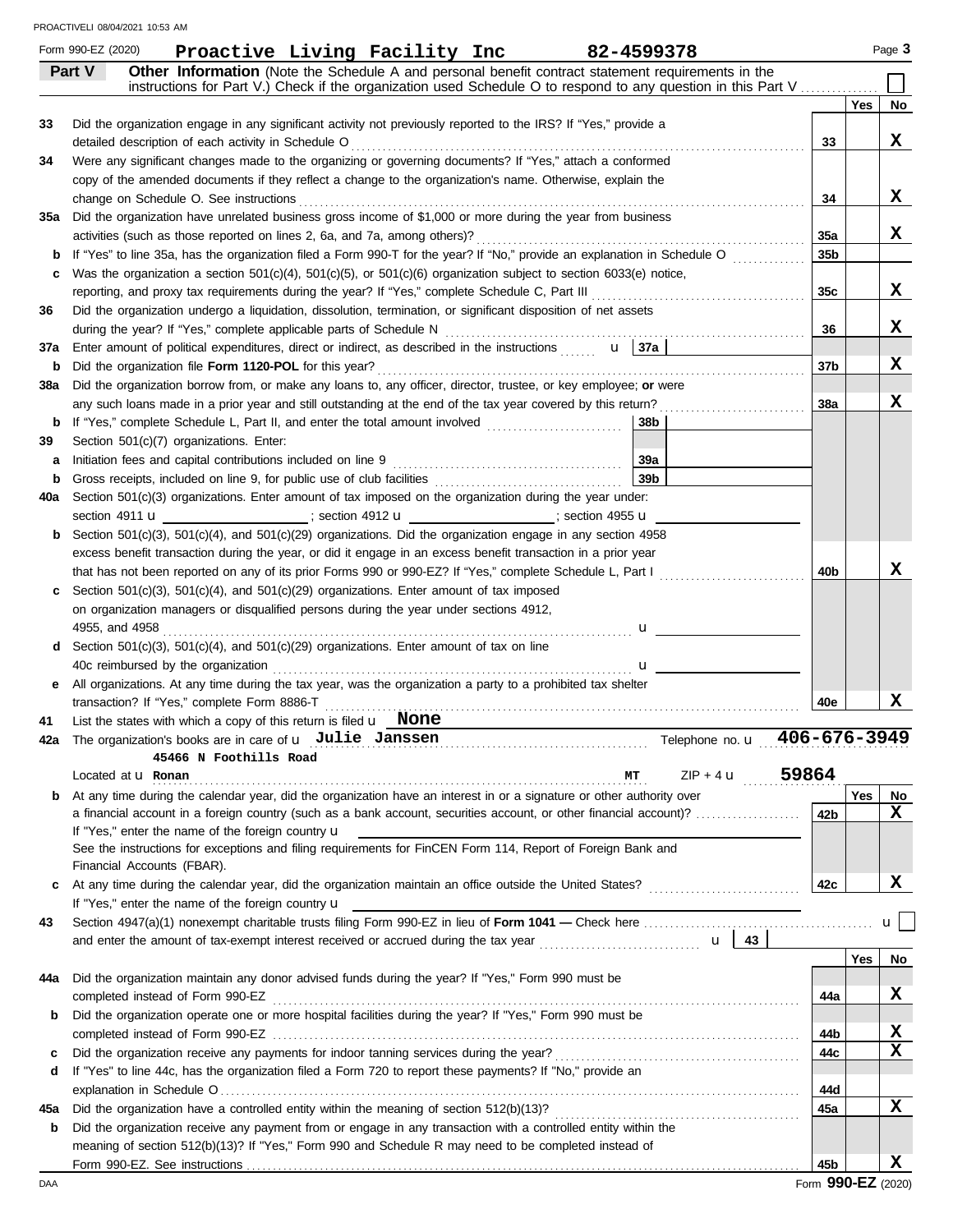Form 990-EZ (2020) **Proactive Living Facility Inc** **82-4599378**

## Part V — Other Information

(Note the Schedule A and personal benefit contract statement requirements in the instructions for Part V.) Check if the organization used Schedule O to respond to any question in this Part V ☐

| | | | Yes | No |
|---|---|---|---|---|
| 33 | Did the organization engage in any significant activity not previously reported to the IRS? If "Yes," provide a detailed description of each activity in Schedule O | 33 | | X |
| 34 | Were any significant changes made to the organizing or governing documents? If "Yes," attach a conformed copy of the amended documents if they reflect a change to the organization's name. Otherwise, explain the change on Schedule O. See instructions | 34 | | X |
| 35a | Did the organization have unrelated business gross income of $1,000 or more during the year from business activities (such as those reported on lines 2, 6a, and 7a, among others)? | 35a | | X |
| b | If "Yes" to line 35a, has the organization filed a Form 990-T for the year? If "No," provide an explanation in Schedule O | 35b | | |
| c | Was the organization a section 501(c)(4), 501(c)(5), or 501(c)(6) organization subject to section 6033(e) notice, reporting, and proxy tax requirements during the year? If "Yes," complete Schedule C, Part III | 35c | | X |
| 36 | Did the organization undergo a liquidation, dissolution, termination, or significant disposition of net assets during the year? If "Yes," complete applicable parts of Schedule N | 36 | | X |
| 37a | Enter amount of political expenditures, direct or indirect, as described in the instructions u 37a | | | |
| b | Did the organization file **Form 1120-POL** for this year? | 37b | | X |
| 38a | Did the organization borrow from, or make any loans to, any officer, director, trustee, or key employee; **or** were any such loans made in a prior year and still outstanding at the end of the tax year covered by this return? | 38a | | X |
| b | If "Yes," complete Schedule L, Part II, and enter the total amount involved 38b | | | |
| 39 | Section 501(c)(7) organizations. Enter: | | | |
| a | Initiation fees and capital contributions included on line 9 39a | | | |
| b | Gross receipts, included on line 9, for public use of club facilities 39b | | | |
| 40a | Section 501(c)(3) organizations. Enter amount of tax imposed on the organization during the year under: section 4911 u ______ ; section 4912 u ______ ; section 4955 u ______ | | | |
| b | Section 501(c)(3), 501(c)(4), and 501(c)(29) organizations. Did the organization engage in any section 4958 excess benefit transaction during the year, or did it engage in an excess benefit transaction in a prior year that has not been reported on any of its prior Forms 990 or 990-EZ? If "Yes," complete Schedule L, Part I | 40b | | X |
| c | Section 501(c)(3), 501(c)(4), and 501(c)(29) organizations. Enter amount of tax imposed on organization managers or disqualified persons during the year under sections 4912, 4955, and 4958 u | | | |
| d | Section 501(c)(3), 501(c)(4), and 501(c)(29) organizations. Enter amount of tax on line 40c reimbursed by the organization u | | | |
| e | All organizations. At any time during the tax year, was the organization a party to a prohibited tax shelter transaction? If "Yes," complete Form 8886-T | 40e | | X |
| 41 | List the states with which a copy of this return is filed u **None** | | | |
| 42a | The organization's books are in care of u **Julie Janssen** Telephone no. u **406-676-3949** | | | |
| | Located at u **45466 N Foothills Road Ronan** **MT** ZIP + 4 u **59864** | | | |
| b | At any time during the calendar year, did the organization have an interest in or a signature or other authority over a financial account in a foreign country (such as a bank account, securities account, or other financial account)? If "Yes," enter the name of the foreign country u ______ See the instructions for exceptions and filing requirements for FinCEN Form 114, Report of Foreign Bank and Financial Accounts (FBAR). | 42b | | X |
| c | At any time during the calendar year, did the organization maintain an office outside the United States? If "Yes," enter the name of the foreign country u ______ | 42c | | X |
| 43 | Section 4947(a)(1) nonexempt charitable trusts filing Form 990-EZ in lieu of **Form 1041 —** Check here u ☐ and enter the amount of tax-exempt interest received or accrued during the tax year u 43 | | | |
| 44a | Did the organization maintain any donor advised funds during the year? If "Yes," Form 990 must be completed instead of Form 990-EZ | 44a | | X |
| b | Did the organization operate one or more hospital facilities during the year? If "Yes," Form 990 must be completed instead of Form 990-EZ | 44b | | X |
| c | Did the organization receive any payments for indoor tanning services during the year? | 44c | | X |
| d | If "Yes" to line 44c, has the organization filed a Form 720 to report these payments? If "No," provide an explanation in Schedule O | 44d | | |
| 45a | Did the organization have a controlled entity within the meaning of section 512(b)(13)? | 45a | | X |
| b | Did the organization receive any payment from or engage in any transaction with a controlled entity within the meaning of section 512(b)(13)? If "Yes," Form 990 and Schedule R may need to be completed instead of Form 990-EZ. See instructions | 45b | | X |

Form **990-EZ** (2020)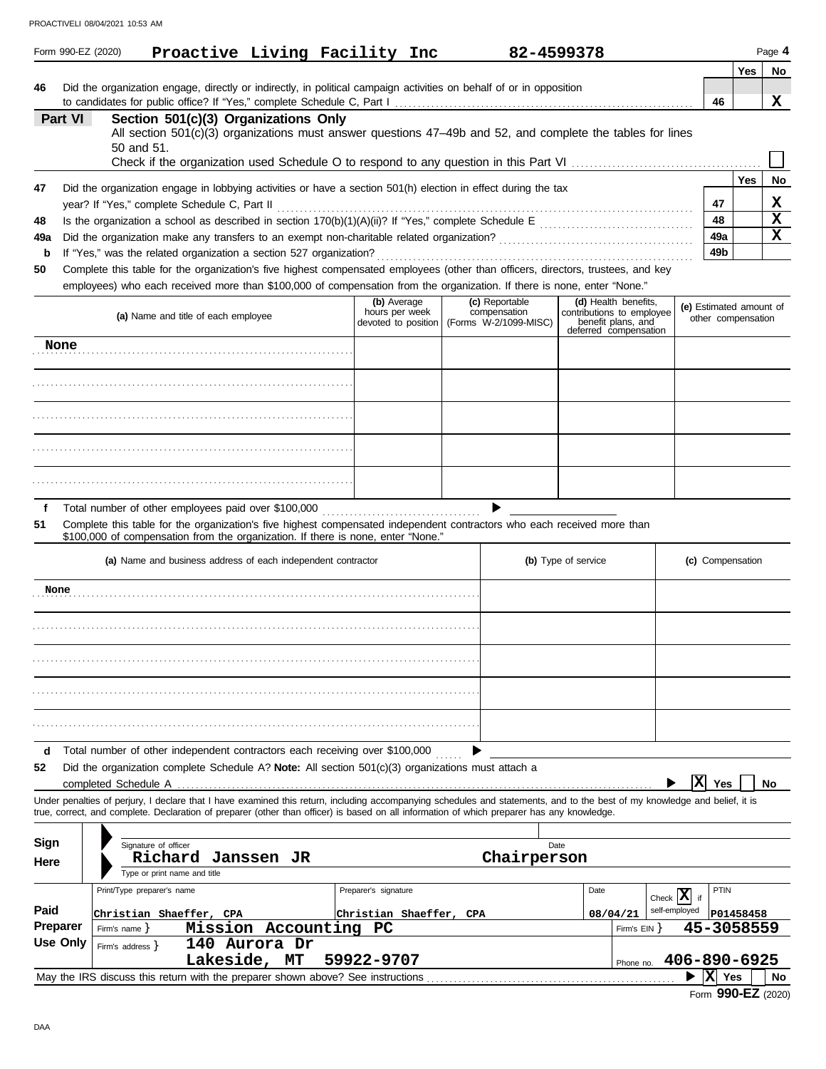Form 990-EZ (2020) **Proactive Living Facility Inc** **82-4599378**

| | | | Yes | No |
|---|---|---|---|---|
| 46 | Did the organization engage, directly or indirectly, in political campaign activities on behalf of or in opposition to candidates for public office? If "Yes," complete Schedule C, Part I | 46 | | X |

## Part VI Section 501(c)(3) Organizations Only

All section 501(c)(3) organizations must answer questions 47–49b and 52, and complete the tables for lines 50 and 51.

Check if the organization used Schedule O to respond to any question in this Part VI ☐

| | | | Yes | No |
|---|---|---|---|---|
| 47 | Did the organization engage in lobbying activities or have a section 501(h) election in effect during the tax year? If "Yes," complete Schedule C, Part II | 47 | | X |
| 48 | Is the organization a school as described in section 170(b)(1)(A)(ii)? If "Yes," complete Schedule E | 48 | | X |
| 49a | Did the organization make any transfers to an exempt non-charitable related organization? | 49a | | X |
| b | If "Yes," was the related organization a section 527 organization? | 49b | | |

**50** Complete this table for the organization's five highest compensated employees (other than officers, directors, trustees, and key employees) who each received more than $100,000 of compensation from the organization. If there is none, enter "None."

| (a) Name and title of each employee | (b) Average hours per week devoted to position | (c) Reportable compensation (Forms W-2/1099-MISC) | (d) Health benefits, contributions to employee benefit plans, and deferred compensation | (e) Estimated amount of other compensation |
|---|---|---|---|---|
| None | | | | |
| | | | | |
| | | | | |
| | | | | |
| | | | | |

**f** Total number of other employees paid over $100,000 ▶

**51** Complete this table for the organization's five highest compensated independent contractors who each received more than $100,000 of compensation from the organization. If there is none, enter "None."

| (a) Name and business address of each independent contractor | (b) Type of service | (c) Compensation |
|---|---|---|
| None | | |
| | | |
| | | |
| | | |
| | | |

**d** Total number of other independent contractors each receiving over $100,000 ▶

**52** Did the organization complete Schedule A? **Note:** All section 501(c)(3) organizations must attach a completed Schedule A ▶ ☒ Yes ☐ No

Under penalties of perjury, I declare that I have examined this return, including accompanying schedules and statements, and to the best of my knowledge and belief, it is true, correct, and complete. Declaration of preparer (other than officer) is based on all information of which preparer has any knowledge.

**Sign Here**

Signature of officer — Date

**Richard Janssen JR** **Chairperson**

Type or print name and title

**Paid Preparer Use Only**

| Print/Type preparer's name | Preparer's signature | Date | Check ☒ if self-employed | PTIN |
|---|---|---|---|---|
| Christian Shaeffer, CPA | Christian Shaeffer, CPA | 08/04/21 | | P01458458 |

Firm's name } **Mission Accounting PC** — Firm's EIN } **45-3058559**

Firm's address } **140 Aurora Dr Lakeside, MT 59922-9707** — Phone no. **406-890-6925**

May the IRS discuss this return with the preparer shown above? See instructions ▶ ☒ Yes ☐ No

Form **990-EZ** (2020)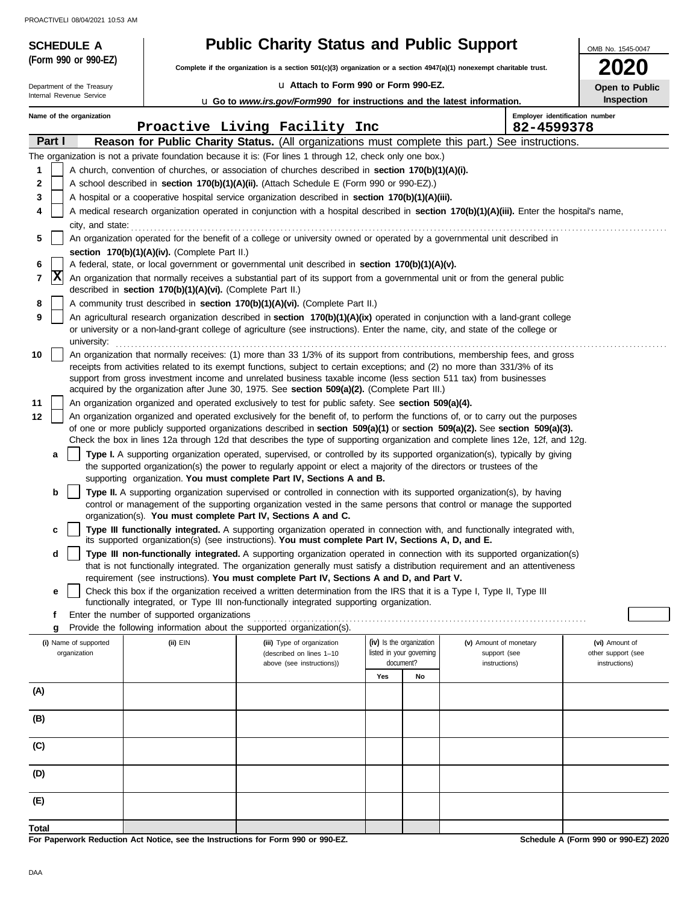**SCHEDULE A**
**(Form 990 or 990-EZ)**

Department of the Treasury
Internal Revenue Service

# Public Charity Status and Public Support

**Complete if the organization is a section 501(c)(3) organization or a section 4947(a)(1) nonexempt charitable trust.**

u **Attach to Form 990 or Form 990-EZ.**

u **Go to *www.irs.gov/Form990* for instructions and the latest information.**

OMB No. 1545-0047

**2020**

**Open to Public Inspection**

**Name of the organization**
Proactive Living Facility Inc

**Employer identification number**
82-4599378

**Part I** **Reason for Public Charity Status.** (All organizations must complete this part.) See instructions.

The organization is not a private foundation because it is: (For lines 1 through 12, check only one box.)

1 [ ] A church, convention of churches, or association of churches described in **section 170(b)(1)(A)(i).**

2 [ ] A school described in **section 170(b)(1)(A)(ii).** (Attach Schedule E (Form 990 or 990-EZ).)

3 [ ] A hospital or a cooperative hospital service organization described in **section 170(b)(1)(A)(iii).**

4 [ ] A medical research organization operated in conjunction with a hospital described in **section 170(b)(1)(A)(iii).** Enter the hospital's name, city, and state:

5 [ ] An organization operated for the benefit of a college or university owned or operated by a governmental unit described in **section 170(b)(1)(A)(iv).** (Complete Part II.)

6 [ ] A federal, state, or local government or governmental unit described in **section 170(b)(1)(A)(v).**

7 [X] An organization that normally receives a substantial part of its support from a governmental unit or from the general public described in **section 170(b)(1)(A)(vi).** (Complete Part II.)

8 [ ] A community trust described in **section 170(b)(1)(A)(vi).** (Complete Part II.)

9 [ ] An agricultural research organization described in **section 170(b)(1)(A)(ix)** operated in conjunction with a land-grant college or university or a non-land-grant college of agriculture (see instructions). Enter the name, city, and state of the college or university:

10 [ ] An organization that normally receives: (1) more than 33 1/3% of its support from contributions, membership fees, and gross receipts from activities related to its exempt functions, subject to certain exceptions; and (2) no more than 331/3% of its support from gross investment income and unrelated business taxable income (less section 511 tax) from businesses acquired by the organization after June 30, 1975. See **section 509(a)(2).** (Complete Part III.)

11 [ ] An organization organized and operated exclusively to test for public safety. See **section 509(a)(4).**

12 [ ] An organization organized and operated exclusively for the benefit of, to perform the functions of, or to carry out the purposes of one or more publicly supported organizations described in **section 509(a)(1)** or **section 509(a)(2).** See **section 509(a)(3).** Check the box in lines 12a through 12d that describes the type of supporting organization and complete lines 12e, 12f, and 12g.

**a** [ ] **Type I.** A supporting organization operated, supervised, or controlled by its supported organization(s), typically by giving the supported organization(s) the power to regularly appoint or elect a majority of the directors or trustees of the supporting organization. **You must complete Part IV, Sections A and B.**

**b** [ ] **Type II.** A supporting organization supervised or controlled in connection with its supported organization(s), by having control or management of the supporting organization vested in the same persons that control or manage the supported organization(s). **You must complete Part IV, Sections A and C.**

**c** [ ] **Type III functionally integrated.** A supporting organization operated in connection with, and functionally integrated with, its supported organization(s) (see instructions). **You must complete Part IV, Sections A, D, and E.**

**d** [ ] **Type III non-functionally integrated.** A supporting organization operated in connection with its supported organization(s) that is not functionally integrated. The organization generally must satisfy a distribution requirement and an attentiveness requirement (see instructions). **You must complete Part IV, Sections A and D, and Part V.**

**e** [ ] Check this box if the organization received a written determination from the IRS that it is a Type I, Type II, Type III functionally integrated, or Type III non-functionally integrated supporting organization.

**f** Enter the number of supported organizations

**g** Provide the following information about the supported organization(s).

| (i) Name of supported organization | (ii) EIN | (iii) Type of organization (described on lines 1–10 above (see instructions)) | (iv) Is the organization listed in your governing document? | | (v) Amount of monetary support (see instructions) | (vi) Amount of other support (see instructions) |
|---|---|---|---|---|---|---|
| | | | Yes | No | | |
| (A) | | | | | | |
| (B) | | | | | | |
| (C) | | | | | | |
| (D) | | | | | | |
| (E) | | | | | | |
| Total | | | | | | |

**For Paperwork Reduction Act Notice, see the Instructions for Form 990 or 990-EZ.**

**Schedule A (Form 990 or 990-EZ) 2020**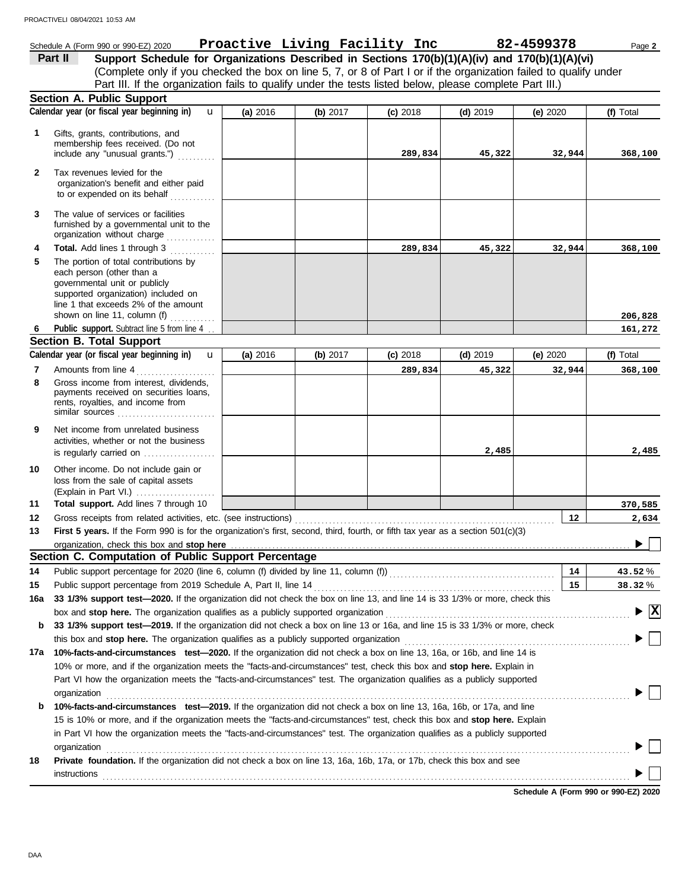Schedule A (Form 990 or 990-EZ) 2020 **Proactive Living Facility Inc** **82-4599378** Page **2**

**Part II** **Support Schedule for Organizations Described in Sections 170(b)(1)(A)(iv) and 170(b)(1)(A)(vi)**
(Complete only if you checked the box on line 5, 7, or 8 of Part I or if the organization failed to qualify under Part III. If the organization fails to qualify under the tests listed below, please complete Part III.)

## Section A. Public Support

| | Calendar year (or fiscal year beginning in) | (a) 2016 | (b) 2017 | (c) 2018 | (d) 2019 | (e) 2020 | (f) Total |
|---|---|---|---|---|---|---|---|
| 1 | Gifts, grants, contributions, and membership fees received. (Do not include any "unusual grants.") | | | 289,834 | 45,322 | 32,944 | 368,100 |
| 2 | Tax revenues levied for the organization's benefit and either paid to or expended on its behalf | | | | | | |
| 3 | The value of services or facilities furnished by a governmental unit to the organization without charge | | | | | | |
| 4 | **Total.** Add lines 1 through 3 | | | 289,834 | 45,322 | 32,944 | 368,100 |
| 5 | The portion of total contributions by each person (other than a governmental unit or publicly supported organization) included on line 1 that exceeds 2% of the amount shown on line 11, column (f) | | | | | | 206,828 |
| 6 | **Public support.** Subtract line 5 from line 4 | | | | | | 161,272 |

## Section B. Total Support

| | Calendar year (or fiscal year beginning in) | (a) 2016 | (b) 2017 | (c) 2018 | (d) 2019 | (e) 2020 | (f) Total |
|---|---|---|---|---|---|---|---|
| 7 | Amounts from line 4 | | | 289,834 | 45,322 | 32,944 | 368,100 |
| 8 | Gross income from interest, dividends, payments received on securities loans, rents, royalties, and income from similar sources | | | | | | |
| 9 | Net income from unrelated business activities, whether or not the business is regularly carried on | | | | 2,485 | | 2,485 |
| 10 | Other income. Do not include gain or loss from the sale of capital assets (Explain in Part VI.) | | | | | | |
| 11 | **Total support.** Add lines 7 through 10 | | | | | | 370,585 |
| 12 | Gross receipts from related activities, etc. (see instructions) | | | | | 12 | 2,634 |

**13** **First 5 years.** If the Form 990 is for the organization's first, second, third, fourth, or fifth tax year as a section 501(c)(3) organization, check this box and **stop here** ☐

## Section C. Computation of Public Support Percentage

| | | | |
|---|---|---|---|
| 14 | Public support percentage for 2020 (line 6, column (f) divided by line 11, column (f)) | 14 | 43.52 % |
| 15 | Public support percentage from 2019 Schedule A, Part II, line 14 | 15 | 38.32 % |

**16a** **33 1/3% support test—2020.** If the organization did not check the box on line 13, and line 14 is 33 1/3% or more, check this box and **stop here.** The organization qualifies as a publicly supported organization ☒

**b** **33 1/3% support test—2019.** If the organization did not check a box on line 13 or 16a, and line 15 is 33 1/3% or more, check this box and **stop here.** The organization qualifies as a publicly supported organization ☐

**17a** **10%-facts-and-circumstances test—2020.** If the organization did not check a box on line 13, 16a, or 16b, and line 14 is 10% or more, and if the organization meets the "facts-and-circumstances" test, check this box and **stop here.** Explain in Part VI how the organization meets the "facts-and-circumstances" test. The organization qualifies as a publicly supported organization ☐

**b** **10%-facts-and-circumstances test—2019.** If the organization did not check a box on line 13, 16a, 16b, or 17a, and line 15 is 10% or more, and if the organization meets the "facts-and-circumstances" test, check this box and **stop here.** Explain in Part VI how the organization meets the "facts-and-circumstances" test. The organization qualifies as a publicly supported organization ☐

**18** **Private foundation.** If the organization did not check a box on line 13, 16a, 16b, 17a, or 17b, check this box and see instructions ☐

**Schedule A (Form 990 or 990-EZ) 2020**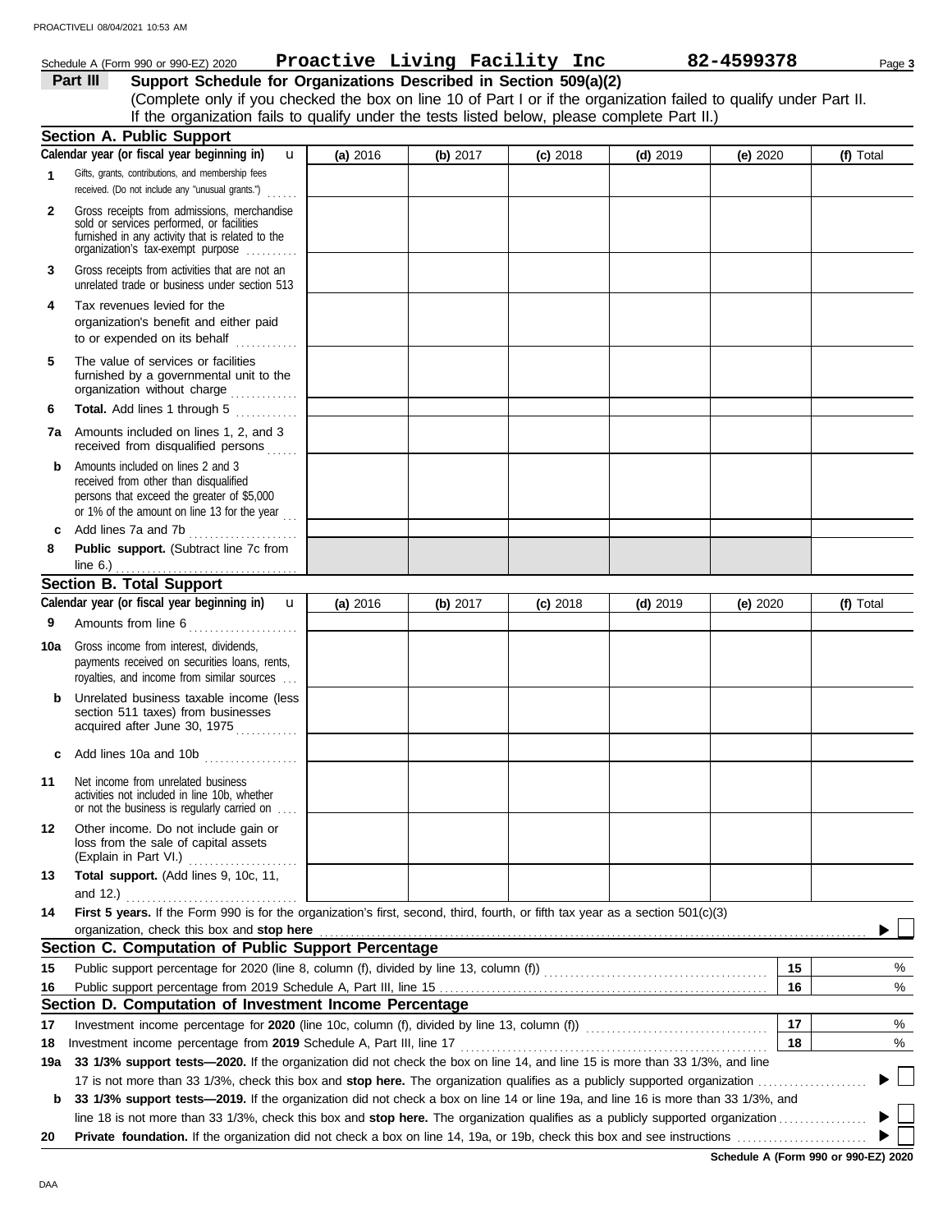Schedule A (Form 990 or 990-EZ) 2020 **Proactive Living Facility Inc** **82-4599378** Page **3**

## Part III Support Schedule for Organizations Described in Section 509(a)(2)

(Complete only if you checked the box on line 10 of Part I or if the organization failed to qualify under Part II. If the organization fails to qualify under the tests listed below, please complete Part II.)

### Section A. Public Support

| Calendar year (or fiscal year beginning in) | (a) 2016 | (b) 2017 | (c) 2018 | (d) 2019 | (e) 2020 | (f) Total |
|---|---|---|---|---|---|---|
| **1** Gifts, grants, contributions, and membership fees received. (Do not include any "unusual grants.") | | | | | | |
| **2** Gross receipts from admissions, merchandise sold or services performed, or facilities furnished in any activity that is related to the organization's tax-exempt purpose | | | | | | |
| **3** Gross receipts from activities that are not an unrelated trade or business under section 513 | | | | | | |
| **4** Tax revenues levied for the organization's benefit and either paid to or expended on its behalf | | | | | | |
| **5** The value of services or facilities furnished by a governmental unit to the organization without charge | | | | | | |
| **6** **Total.** Add lines 1 through 5 | | | | | | |
| **7a** Amounts included on lines 1, 2, and 3 received from disqualified persons | | | | | | |
| **b** Amounts included on lines 2 and 3 received from other than disqualified persons that exceed the greater of $5,000 or 1% of the amount on line 13 for the year | | | | | | |
| **c** Add lines 7a and 7b | | | | | | |
| **8** **Public support.** (Subtract line 7c from line 6.) | | | | | | |

### Section B. Total Support

| Calendar year (or fiscal year beginning in) | (a) 2016 | (b) 2017 | (c) 2018 | (d) 2019 | (e) 2020 | (f) Total |
|---|---|---|---|---|---|---|
| **9** Amounts from line 6 | | | | | | |
| **10a** Gross income from interest, dividends, payments received on securities loans, rents, royalties, and income from similar sources | | | | | | |
| **b** Unrelated business taxable income (less section 511 taxes) from businesses acquired after June 30, 1975 | | | | | | |
| **c** Add lines 10a and 10b | | | | | | |
| **11** Net income from unrelated business activities not included in line 10b, whether or not the business is regularly carried on | | | | | | |
| **12** Other income. Do not include gain or loss from the sale of capital assets (Explain in Part VI.) | | | | | | |
| **13** **Total support.** (Add lines 9, 10c, 11, and 12.) | | | | | | |

**14** **First 5 years.** If the Form 990 is for the organization's first, second, third, fourth, or fifth tax year as a section 501(c)(3) organization, check this box and **stop here** ☐

### Section C. Computation of Public Support Percentage

| | | | |
|---|---|---|---|
| **15** | Public support percentage for 2020 (line 8, column (f), divided by line 13, column (f)) | 15 | % |
| **16** | Public support percentage from 2019 Schedule A, Part III, line 15 | 16 | % |

### Section D. Computation of Investment Income Percentage

| | | | |
|---|---|---|---|
| **17** | Investment income percentage for **2020** (line 10c, column (f), divided by line 13, column (f)) | 17 | % |
| **18** | Investment income percentage from **2019** Schedule A, Part III, line 17 | 18 | % |

**19a** **33 1/3% support tests—2020.** If the organization did not check the box on line 14, and line 15 is more than 33 1/3%, and line 17 is not more than 33 1/3%, check this box and **stop here.** The organization qualifies as a publicly supported organization ☐

**b** **33 1/3% support tests—2019.** If the organization did not check a box on line 14 or line 19a, and line 16 is more than 33 1/3%, and line 18 is not more than 33 1/3%, check this box and **stop here.** The organization qualifies as a publicly supported organization ☐

**20** **Private foundation.** If the organization did not check a box on line 14, 19a, or 19b, check this box and see instructions ☐

**Schedule A (Form 990 or 990-EZ) 2020**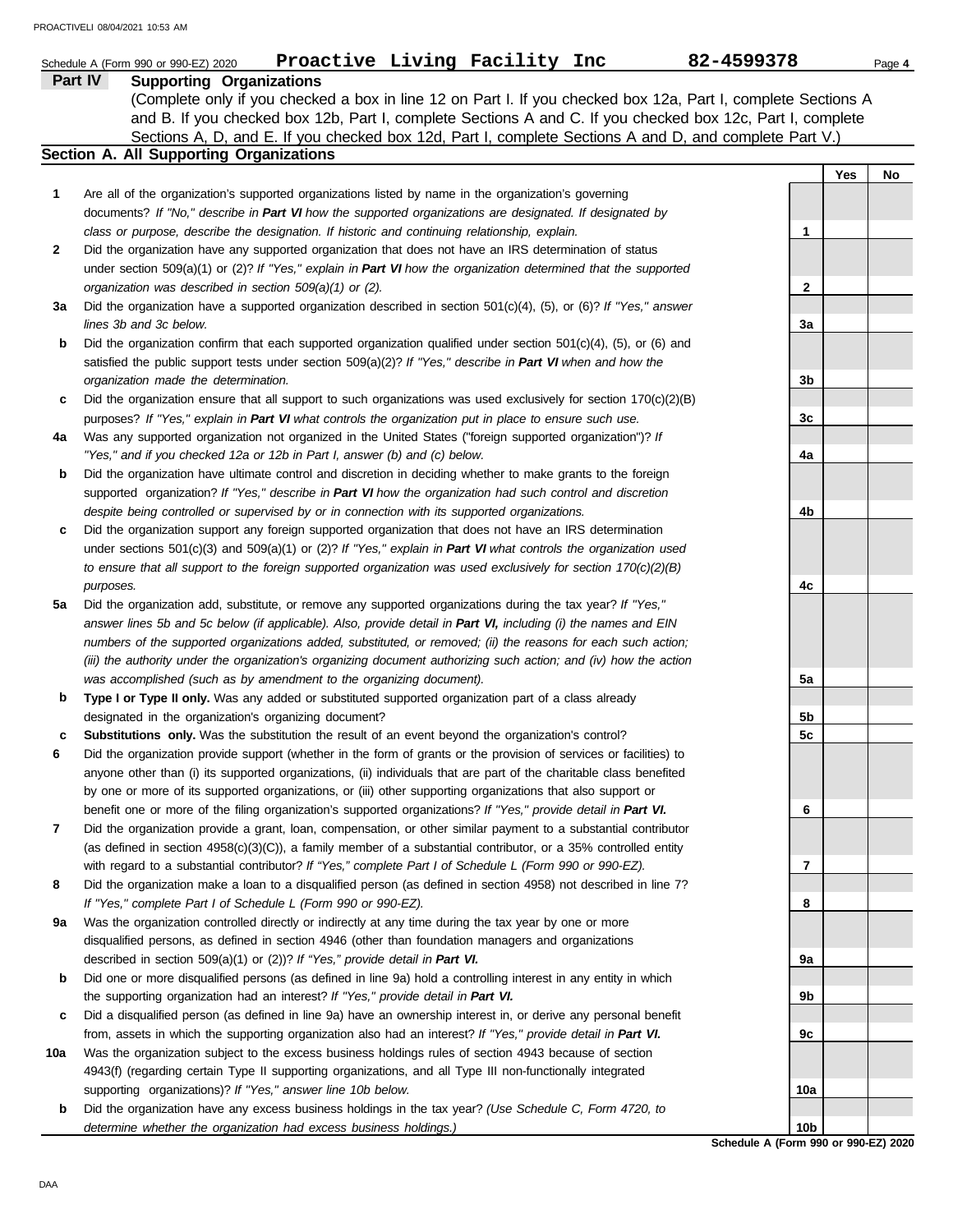Schedule A (Form 990 or 990-EZ) 2020 **Proactive Living Facility Inc** **82-4599378**

## Part IV Supporting Organizations

(Complete only if you checked a box in line 12 on Part I. If you checked box 12a, Part I, complete Sections A and B. If you checked box 12b, Part I, complete Sections A and C. If you checked box 12c, Part I, complete Sections A, D, and E. If you checked box 12d, Part I, complete Sections A and D, and complete Part V.)

### Section A. All Supporting Organizations

| | | | Yes | No |
|---|---|---|---|---|
| **1** | Are all of the organization's supported organizations listed by name in the organization's governing documents? *If "No," describe in **Part VI** how the supported organizations are designated. If designated by class or purpose, describe the designation. If historic and continuing relationship, explain.* | 1 | | |
| **2** | Did the organization have any supported organization that does not have an IRS determination of status under section 509(a)(1) or (2)? *If "Yes," explain in **Part VI** how the organization determined that the supported organization was described in section 509(a)(1) or (2).* | 2 | | |
| **3a** | Did the organization have a supported organization described in section 501(c)(4), (5), or (6)? *If "Yes," answer lines 3b and 3c below.* | 3a | | |
| **b** | Did the organization confirm that each supported organization qualified under section 501(c)(4), (5), or (6) and satisfied the public support tests under section 509(a)(2)? *If "Yes," describe in **Part VI** when and how the organization made the determination.* | 3b | | |
| **c** | Did the organization ensure that all support to such organizations was used exclusively for section 170(c)(2)(B) purposes? *If "Yes," explain in **Part VI** what controls the organization put in place to ensure such use.* | 3c | | |
| **4a** | Was any supported organization not organized in the United States ("foreign supported organization")? *If "Yes," and if you checked 12a or 12b in Part I, answer (b) and (c) below.* | 4a | | |
| **b** | Did the organization have ultimate control and discretion in deciding whether to make grants to the foreign supported organization? *If "Yes," describe in **Part VI** how the organization had such control and discretion despite being controlled or supervised by or in connection with its supported organizations.* | 4b | | |
| **c** | Did the organization support any foreign supported organization that does not have an IRS determination under sections 501(c)(3) and 509(a)(1) or (2)? *If "Yes," explain in **Part VI** what controls the organization used to ensure that all support to the foreign supported organization was used exclusively for section 170(c)(2)(B) purposes.* | 4c | | |
| **5a** | Did the organization add, substitute, or remove any supported organizations during the tax year? *If "Yes," answer lines 5b and 5c below (if applicable). Also, provide detail in **Part VI,** including (i) the names and EIN numbers of the supported organizations added, substituted, or removed; (ii) the reasons for each such action; (iii) the authority under the organization's organizing document authorizing such action; and (iv) how the action was accomplished (such as by amendment to the organizing document).* | 5a | | |
| **b** | **Type I or Type II only.** Was any added or substituted supported organization part of a class already designated in the organization's organizing document? | 5b | | |
| **c** | **Substitutions only.** Was the substitution the result of an event beyond the organization's control? | 5c | | |
| **6** | Did the organization provide support (whether in the form of grants or the provision of services or facilities) to anyone other than (i) its supported organizations, (ii) individuals that are part of the charitable class benefited by one or more of its supported organizations, or (iii) other supporting organizations that also support or benefit one or more of the filing organization's supported organizations? *If "Yes," provide detail in **Part VI.*** | 6 | | |
| **7** | Did the organization provide a grant, loan, compensation, or other similar payment to a substantial contributor (as defined in section 4958(c)(3)(C)), a family member of a substantial contributor, or a 35% controlled entity with regard to a substantial contributor? *If "Yes," complete Part I of Schedule L (Form 990 or 990-EZ).* | 7 | | |
| **8** | Did the organization make a loan to a disqualified person (as defined in section 4958) not described in line 7? *If "Yes," complete Part I of Schedule L (Form 990 or 990-EZ).* | 8 | | |
| **9a** | Was the organization controlled directly or indirectly at any time during the tax year by one or more disqualified persons, as defined in section 4946 (other than foundation managers and organizations described in section 509(a)(1) or (2))? *If "Yes," provide detail in **Part VI.*** | 9a | | |
| **b** | Did one or more disqualified persons (as defined in line 9a) hold a controlling interest in any entity in which the supporting organization had an interest? *If "Yes," provide detail in **Part VI.*** | 9b | | |
| **c** | Did a disqualified person (as defined in line 9a) have an ownership interest in, or derive any personal benefit from, assets in which the supporting organization also had an interest? *If "Yes," provide detail in **Part VI.*** | 9c | | |
| **10a** | Was the organization subject to the excess business holdings rules of section 4943 because of section 4943(f) (regarding certain Type II supporting organizations, and all Type III non-functionally integrated supporting organizations)? *If "Yes," answer line 10b below.* | 10a | | |
| **b** | Did the organization have any excess business holdings in the tax year? *(Use Schedule C, Form 4720, to determine whether the organization had excess business holdings.)* | 10b | | |

**Schedule A (Form 990 or 990-EZ) 2020**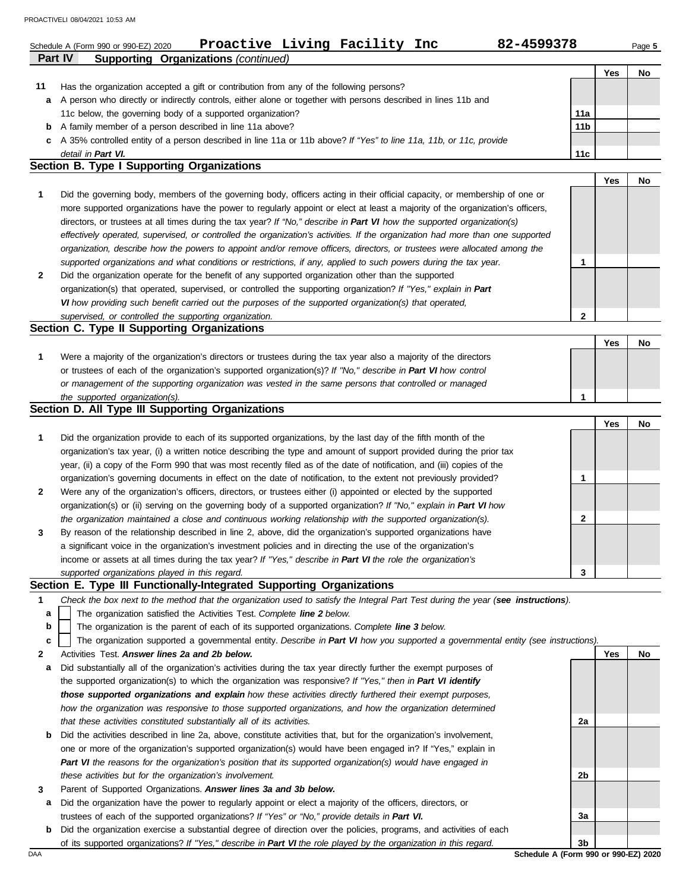Schedule A (Form 990 or 990-EZ) 2020 **Proactive Living Facility Inc** **82-4599378** Page **5**

**Part IV Supporting Organizations** *(continued)*

| | | | Yes | No |
|---|---|---|---|---|
| **11** | Has the organization accepted a gift or contribution from any of the following persons? | | | |
| **a** | A person who directly or indirectly controls, either alone or together with persons described in lines 11b and 11c below, the governing body of a supported organization? | **11a** | | |
| **b** | A family member of a person described in line 11a above? | **11b** | | |
| **c** | A 35% controlled entity of a person described in line 11a or 11b above? *If "Yes" to line 11a, 11b, or 11c, provide detail in **Part VI**.* | **11c** | | |

## Section B. Type I Supporting Organizations

| | | | Yes | No |
|---|---|---|---|---|
| **1** | Did the governing body, members of the governing body, officers acting in their official capacity, or membership of one or more supported organizations have the power to regularly appoint or elect at least a majority of the organization's officers, directors, or trustees at all times during the tax year? *If "No," describe in **Part VI** how the supported organization(s) effectively operated, supervised, or controlled the organization's activities. If the organization had more than one supported organization, describe how the powers to appoint and/or remove officers, directors, or trustees were allocated among the supported organizations and what conditions or restrictions, if any, applied to such powers during the tax year.* | **1** | | |
| **2** | Did the organization operate for the benefit of any supported organization other than the supported organization(s) that operated, supervised, or controlled the supporting organization? *If "Yes," explain in **Part VI** how providing such benefit carried out the purposes of the supported organization(s) that operated, supervised, or controlled the supporting organization.* | **2** | | |

## Section C. Type II Supporting Organizations

| | | | Yes | No |
|---|---|---|---|---|
| **1** | Were a majority of the organization's directors or trustees during the tax year also a majority of the directors or trustees of each of the organization's supported organization(s)? *If "No," describe in **Part VI** how control or management of the supporting organization was vested in the same persons that controlled or managed the supported organization(s).* | **1** | | |

## Section D. All Type III Supporting Organizations

| | | | Yes | No |
|---|---|---|---|---|
| **1** | Did the organization provide to each of its supported organizations, by the last day of the fifth month of the organization's tax year, (i) a written notice describing the type and amount of support provided during the prior tax year, (ii) a copy of the Form 990 that was most recently filed as of the date of notification, and (iii) copies of the organization's governing documents in effect on the date of notification, to the extent not previously provided? | **1** | | |
| **2** | Were any of the organization's officers, directors, or trustees either (i) appointed or elected by the supported organization(s) or (ii) serving on the governing body of a supported organization? *If "No," explain in **Part VI** how the organization maintained a close and continuous working relationship with the supported organization(s).* | **2** | | |
| **3** | By reason of the relationship described in line 2, above, did the organization's supported organizations have a significant voice in the organization's investment policies and in directing the use of the organization's income or assets at all times during the tax year? *If "Yes," describe in **Part VI** the role the organization's supported organizations played in this regard.* | **3** | | |

## Section E. Type III Functionally-Integrated Supporting Organizations

**1** *Check the box next to the method that the organization used to satisfy the Integral Part Test during the year (**see instructions**).*

- **a** ☐ The organization satisfied the Activities Test. *Complete **line 2** below.*
- **b** ☐ The organization is the parent of each of its supported organizations. *Complete **line 3** below.*
- **c** ☐ The organization supported a governmental entity. *Describe in **Part VI** how you supported a governmental entity (see instructions).*

| | | | Yes | No |
|---|---|---|---|---|
| **2** | Activities Test. ***Answer lines 2a and 2b below.*** | | | |
| **a** | Did substantially all of the organization's activities during the tax year directly further the exempt purposes of the supported organization(s) to which the organization was responsive? *If "Yes," then in **Part VI identify those supported organizations and explain** how these activities directly furthered their exempt purposes, how the organization was responsive to those supported organizations, and how the organization determined that these activities constituted substantially all of its activities.* | **2a** | | |
| **b** | Did the activities described in line 2a, above, constitute activities that, but for the organization's involvement, one or more of the organization's supported organization(s) would have been engaged in? If "Yes," explain in ***Part VI** the reasons for the organization's position that its supported organization(s) would have engaged in these activities but for the organization's involvement.* | **2b** | | |
| **3** | Parent of Supported Organizations. ***Answer lines 3a and 3b below.*** | | | |
| **a** | Did the organization have the power to regularly appoint or elect a majority of the officers, directors, or trustees of each of the supported organizations? *If "Yes" or "No," provide details in **Part VI**.* | **3a** | | |
| **b** | Did the organization exercise a substantial degree of direction over the policies, programs, and activities of each of its supported organizations? *If "Yes," describe in **Part VI** the role played by the organization in this regard.* | **3b** | | |

**Schedule A (Form 990 or 990-EZ) 2020**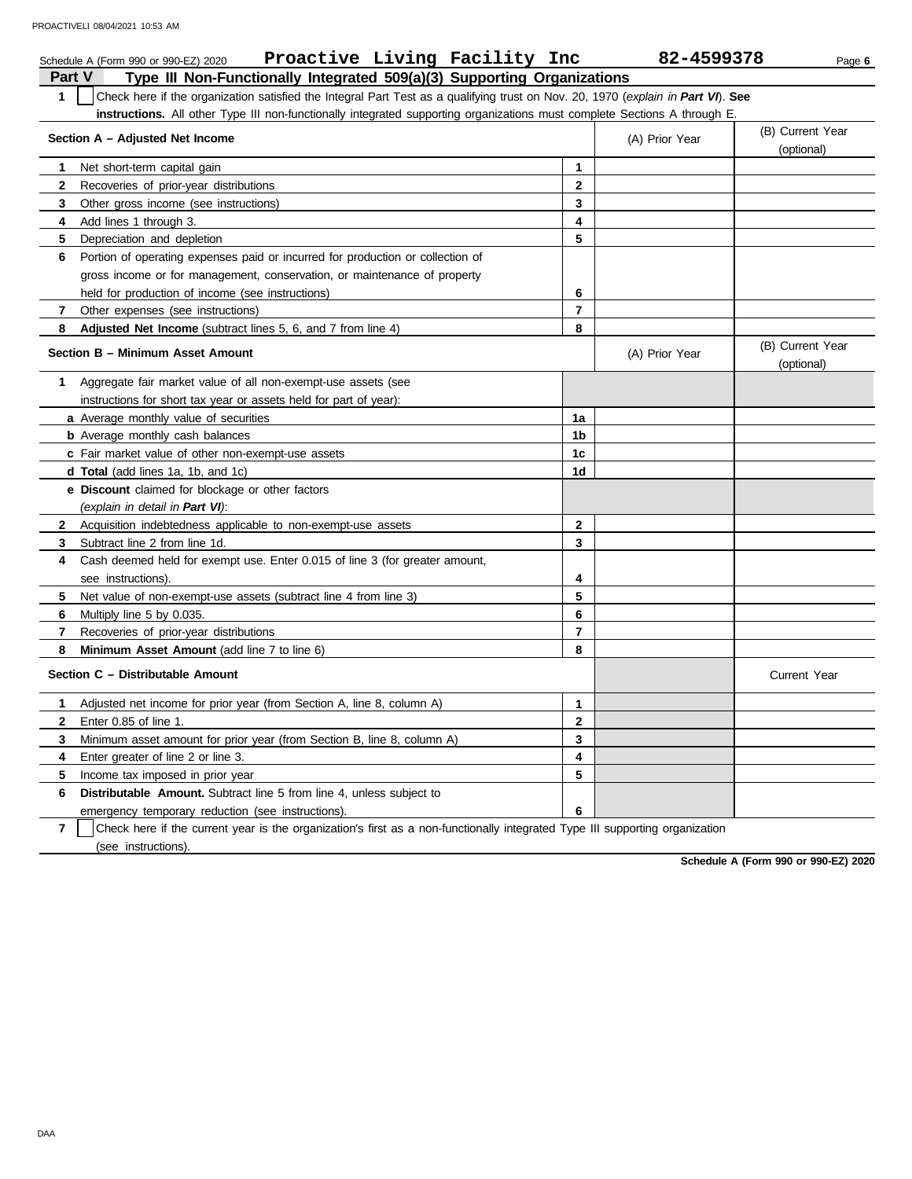Schedule A (Form 990 or 990-EZ) 2020 **Proactive Living Facility Inc** **82-4599378** Page **6**

## Part V Type III Non-Functionally Integrated 509(a)(3) Supporting Organizations

**1** ☐ Check here if the organization satisfied the Integral Part Test as a qualifying trust on Nov. 20, 1970 (*explain in **Part VI***). **See instructions.** All other Type III non-functionally integrated supporting organizations must complete Sections A through E.

| Section A – Adjusted Net Income | | (A) Prior Year | (B) Current Year (optional) |
|---|---|---|---|
| **1** Net short-term capital gain | **1** | | |
| **2** Recoveries of prior-year distributions | **2** | | |
| **3** Other gross income (see instructions) | **3** | | |
| **4** Add lines 1 through 3. | **4** | | |
| **5** Depreciation and depletion | **5** | | |
| **6** Portion of operating expenses paid or incurred for production or collection of gross income or for management, conservation, or maintenance of property held for production of income (see instructions) | **6** | | |
| **7** Other expenses (see instructions) | **7** | | |
| **8** **Adjusted Net Income** (subtract lines 5, 6, and 7 from line 4) | **8** | | |

| Section B – Minimum Asset Amount | | (A) Prior Year | (B) Current Year (optional) |
|---|---|---|---|
| **1** Aggregate fair market value of all non-exempt-use assets (see instructions for short tax year or assets held for part of year): | | | |
| **a** Average monthly value of securities | **1a** | | |
| **b** Average monthly cash balances | **1b** | | |
| **c** Fair market value of other non-exempt-use assets | **1c** | | |
| **d** **Total** (add lines 1a, 1b, and 1c) | **1d** | | |
| **e** **Discount** claimed for blockage or other factors (*explain in detail in **Part VI***): | | | |
| **2** Acquisition indebtedness applicable to non-exempt-use assets | **2** | | |
| **3** Subtract line 2 from line 1d. | **3** | | |
| **4** Cash deemed held for exempt use. Enter 0.015 of line 3 (for greater amount, see instructions). | **4** | | |
| **5** Net value of non-exempt-use assets (subtract line 4 from line 3) | **5** | | |
| **6** Multiply line 5 by 0.035. | **6** | | |
| **7** Recoveries of prior-year distributions | **7** | | |
| **8** **Minimum Asset Amount** (add line 7 to line 6) | **8** | | |

| Section C – Distributable Amount | | | Current Year |
|---|---|---|---|
| **1** Adjusted net income for prior year (from Section A, line 8, column A) | **1** | | |
| **2** Enter 0.85 of line 1. | **2** | | |
| **3** Minimum asset amount for prior year (from Section B, line 8, column A) | **3** | | |
| **4** Enter greater of line 2 or line 3. | **4** | | |
| **5** Income tax imposed in prior year | **5** | | |
| **6** **Distributable Amount.** Subtract line 5 from line 4, unless subject to emergency temporary reduction (see instructions). | **6** | | |

**7** ☐ Check here if the current year is the organization's first as a non-functionally integrated Type III supporting organization (see instructions).

**Schedule A (Form 990 or 990-EZ) 2020**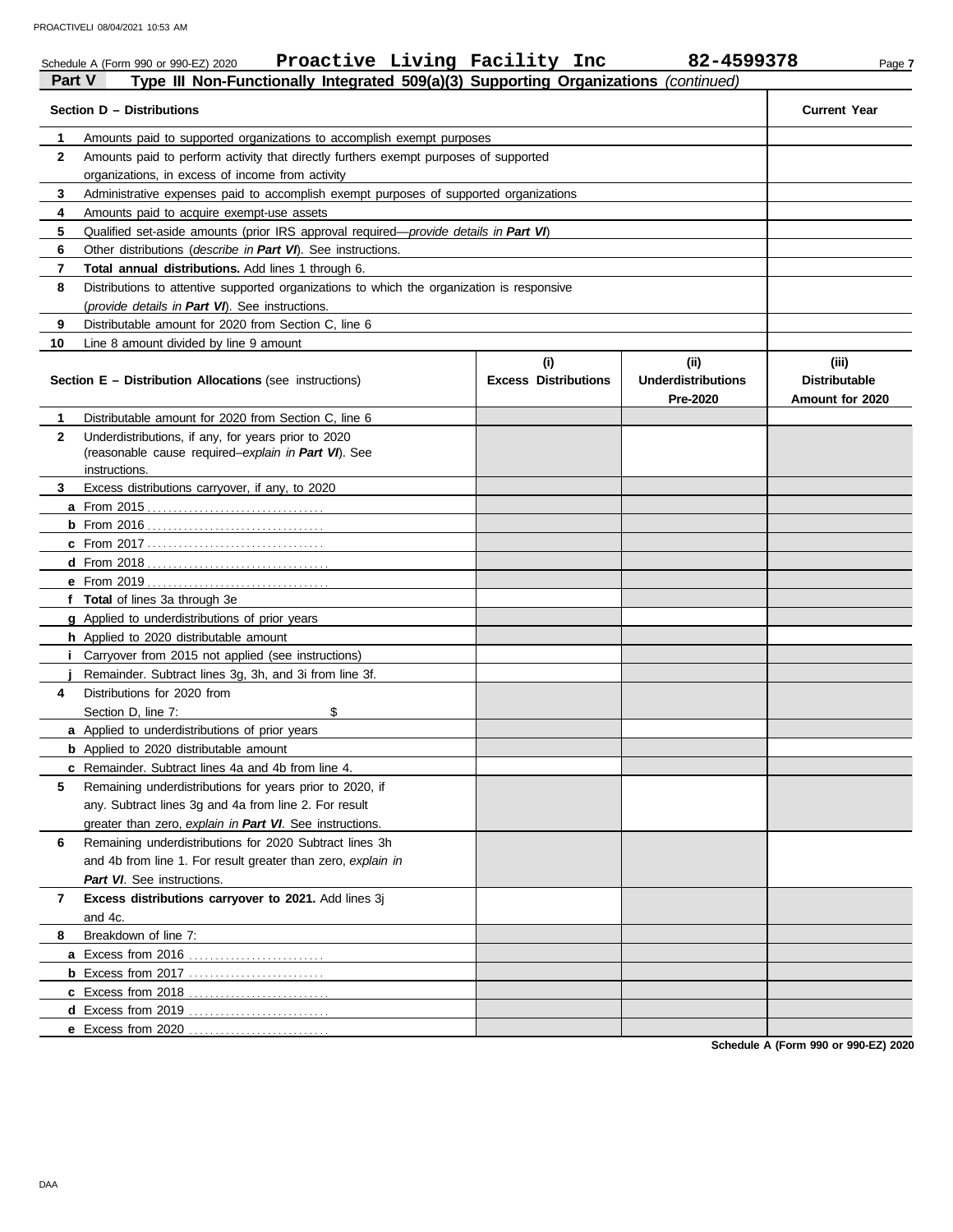Schedule A (Form 990 or 990-EZ) 2020 **Proactive Living Facility Inc** **82-4599378**

## Part V Type III Non-Functionally Integrated 509(a)(3) Supporting Organizations *(continued)*

| **Section D – Distributions** | | **Current Year** |
|---|---|---|
| **1** | Amounts paid to supported organizations to accomplish exempt purposes | |
| **2** | Amounts paid to perform activity that directly furthers exempt purposes of supported organizations, in excess of income from activity | |
| **3** | Administrative expenses paid to accomplish exempt purposes of supported organizations | |
| **4** | Amounts paid to acquire exempt-use assets | |
| **5** | Qualified set-aside amounts (prior IRS approval required—*provide details in **Part VI***) | |
| **6** | Other distributions (*describe in **Part VI***). See instructions. | |
| **7** | **Total annual distributions.** Add lines 1 through 6. | |
| **8** | Distributions to attentive supported organizations to which the organization is responsive (*provide details in **Part VI***). See instructions. | |
| **9** | Distributable amount for 2020 from Section C, line 6 | |
| **10** | Line 8 amount divided by line 9 amount | |

| **Section E – Distribution Allocations** (see instructions) | **(i) Excess Distributions** | **(ii) Underdistributions Pre-2020** | **(iii) Distributable Amount for 2020** |
|---|---|---|---|
| **1** Distributable amount for 2020 from Section C, line 6 | | | |
| **2** Underdistributions, if any, for years prior to 2020 (reasonable cause required–*explain in **Part VI***). See instructions. | | | |
| **3** Excess distributions carryover, if any, to 2020 | | | |
| **a** From 2015 | | | |
| **b** From 2016 | | | |
| **c** From 2017 | | | |
| **d** From 2018 | | | |
| **e** From 2019 | | | |
| **f** **Total** of lines 3a through 3e | | | |
| **g** Applied to underdistributions of prior years | | | |
| **h** Applied to 2020 distributable amount | | | |
| **i** Carryover from 2015 not applied (see instructions) | | | |
| **j** Remainder. Subtract lines 3g, 3h, and 3i from line 3f. | | | |
| **4** Distributions for 2020 from Section D, line 7: $ | | | |
| **a** Applied to underdistributions of prior years | | | |
| **b** Applied to 2020 distributable amount | | | |
| **c** Remainder. Subtract lines 4a and 4b from line 4. | | | |
| **5** Remaining underdistributions for years prior to 2020, if any. Subtract lines 3g and 4a from line 2. For result greater than zero, *explain in **Part VI***. See instructions. | | | |
| **6** Remaining underdistributions for 2020 Subtract lines 3h and 4b from line 1. For result greater than zero, *explain in **Part VI***. See instructions. | | | |
| **7** **Excess distributions carryover to 2021.** Add lines 3j and 4c. | | | |
| **8** Breakdown of line 7: | | | |
| **a** Excess from 2016 | | | |
| **b** Excess from 2017 | | | |
| **c** Excess from 2018 | | | |
| **d** Excess from 2019 | | | |
| **e** Excess from 2020 | | | |

**Schedule A (Form 990 or 990-EZ) 2020**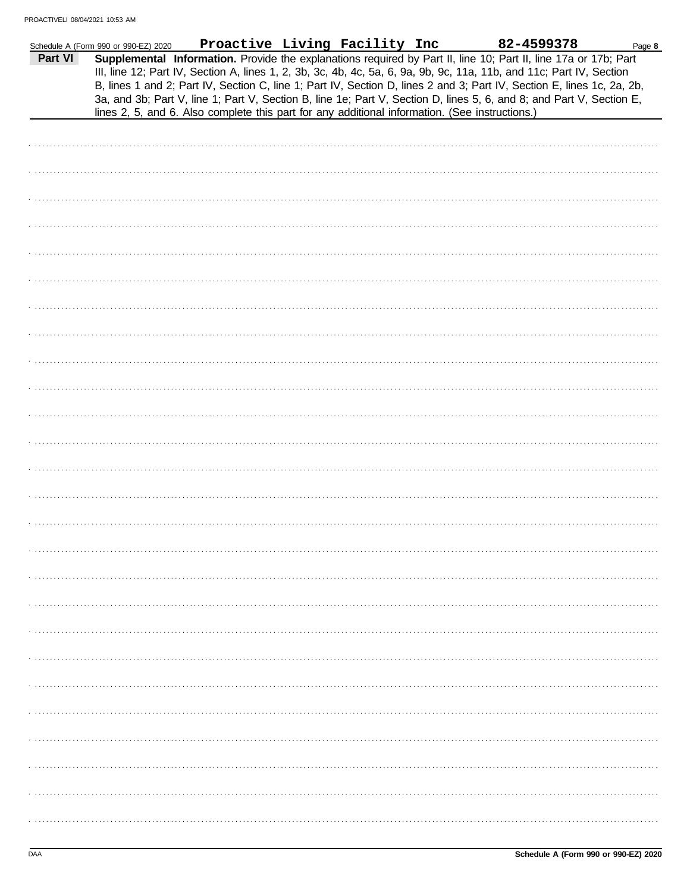Schedule A (Form 990 or 990-EZ) 2020 **Proactive Living Facility Inc** **82-4599378**

**Part VI** **Supplemental Information.** Provide the explanations required by Part II, line 10; Part II, line 17a or 17b; Part III, line 12; Part IV, Section A, lines 1, 2, 3b, 3c, 4b, 4c, 5a, 6, 9a, 9b, 9c, 11a, 11b, and 11c; Part IV, Section B, lines 1 and 2; Part IV, Section C, line 1; Part IV, Section D, lines 2 and 3; Part IV, Section E, lines 1c, 2a, 2b, 3a, and 3b; Part V, line 1; Part V, Section B, line 1e; Part V, Section D, lines 5, 6, and 8; and Part V, Section E, lines 2, 5, and 6. Also complete this part for any additional information. (See instructions.)

DAA **Schedule A (Form 990 or 990-EZ) 2020**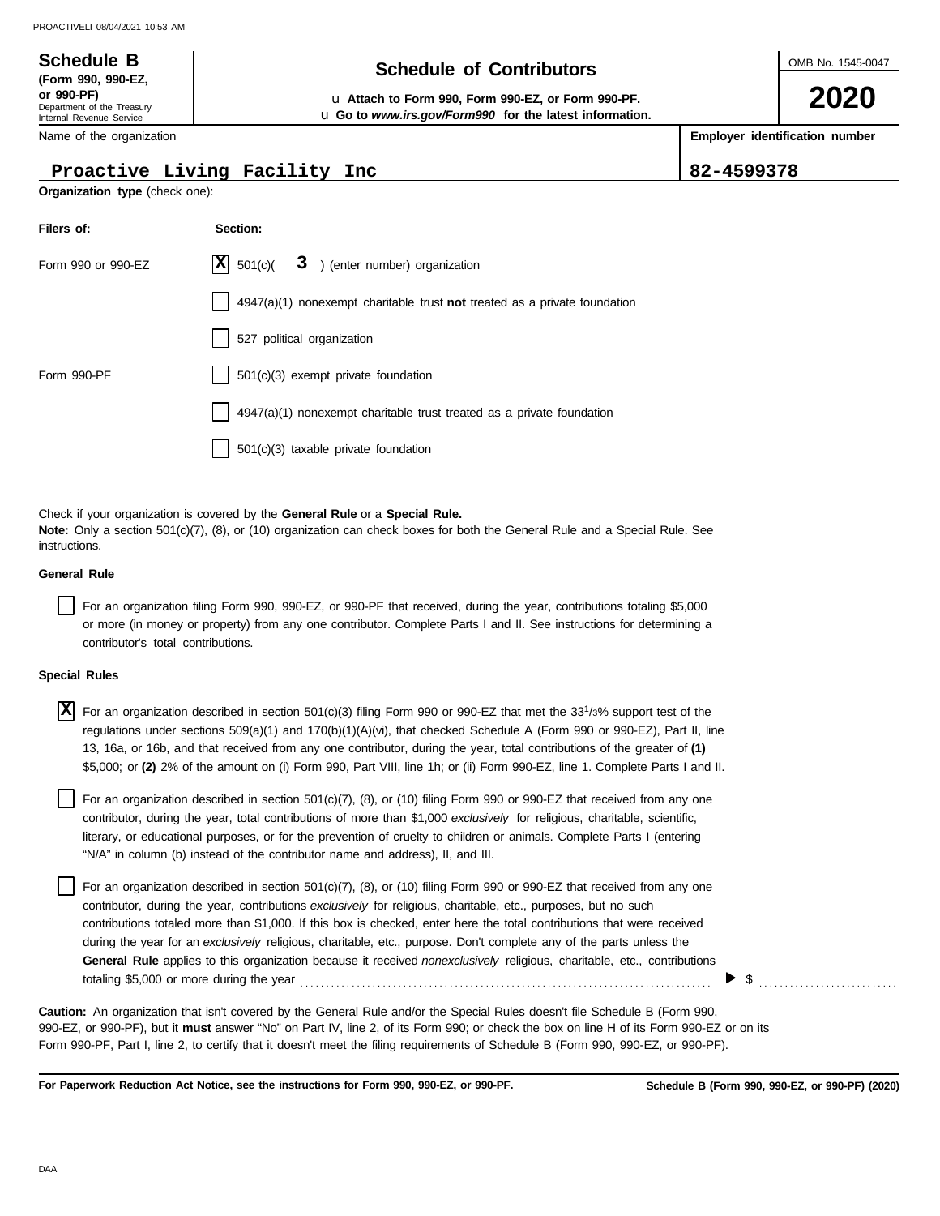**Schedule B**
**(Form 990, 990-EZ, or 990-PF)**
Department of the Treasury
Internal Revenue Service

# Schedule of Contributors

u **Attach to Form 990, Form 990-EZ, or Form 990-PF.**
u **Go to *www.irs.gov/Form990* for the latest information.**

OMB No. 1545-0047

**2020**

Name of the organization: **Proactive Living Facility Inc**

**Employer identification number:** **82-4599378**

**Organization type** (check one):

| Filers of: | Section: |
|---|---|
| Form 990 or 990-EZ | [X] 501(c)( **3** ) (enter number) organization |
| | [ ] 4947(a)(1) nonexempt charitable trust **not** treated as a private foundation |
| | [ ] 527 political organization |
| Form 990-PF | [ ] 501(c)(3) exempt private foundation |
| | [ ] 4947(a)(1) nonexempt charitable trust treated as a private foundation |
| | [ ] 501(c)(3) taxable private foundation |

Check if your organization is covered by the **General Rule** or a **Special Rule.**
**Note:** Only a section 501(c)(7), (8), or (10) organization can check boxes for both the General Rule and a Special Rule. See instructions.

**General Rule**

[ ] For an organization filing Form 990, 990-EZ, or 990-PF that received, during the year, contributions totaling $5,000 or more (in money or property) from any one contributor. Complete Parts I and II. See instructions for determining a contributor's total contributions.

**Special Rules**

[X] For an organization described in section 501(c)(3) filing Form 990 or 990-EZ that met the 33 1/3% support test of the regulations under sections 509(a)(1) and 170(b)(1)(A)(vi), that checked Schedule A (Form 990 or 990-EZ), Part II, line 13, 16a, or 16b, and that received from any one contributor, during the year, total contributions of the greater of **(1)** $5,000; or **(2)** 2% of the amount on (i) Form 990, Part VIII, line 1h; or (ii) Form 990-EZ, line 1. Complete Parts I and II.

[ ] For an organization described in section 501(c)(7), (8), or (10) filing Form 990 or 990-EZ that received from any one contributor, during the year, total contributions of more than $1,000 *exclusively* for religious, charitable, scientific, literary, or educational purposes, or for the prevention of cruelty to children or animals. Complete Parts I (entering "N/A" in column (b) instead of the contributor name and address), II, and III.

[ ] For an organization described in section 501(c)(7), (8), or (10) filing Form 990 or 990-EZ that received from any one contributor, during the year, contributions *exclusively* for religious, charitable, etc., purposes, but no such contributions totaled more than $1,000. If this box is checked, enter here the total contributions that were received during the year for an *exclusively* religious, charitable, etc., purpose. Don't complete any of the parts unless the **General Rule** applies to this organization because it received *nonexclusively* religious, charitable, etc., contributions totaling $5,000 or more during the year ........ ▶ $ ..........

**Caution:** An organization that isn't covered by the General Rule and/or the Special Rules doesn't file Schedule B (Form 990, 990-EZ, or 990-PF), but it **must** answer "No" on Part IV, line 2, of its Form 990; or check the box on line H of its Form 990-EZ or on its Form 990-PF, Part I, line 2, to certify that it doesn't meet the filing requirements of Schedule B (Form 990, 990-EZ, or 990-PF).

**For Paperwork Reduction Act Notice, see the instructions for Form 990, 990-EZ, or 990-PF.** **Schedule B (Form 990, 990-EZ, or 990-PF) (2020)**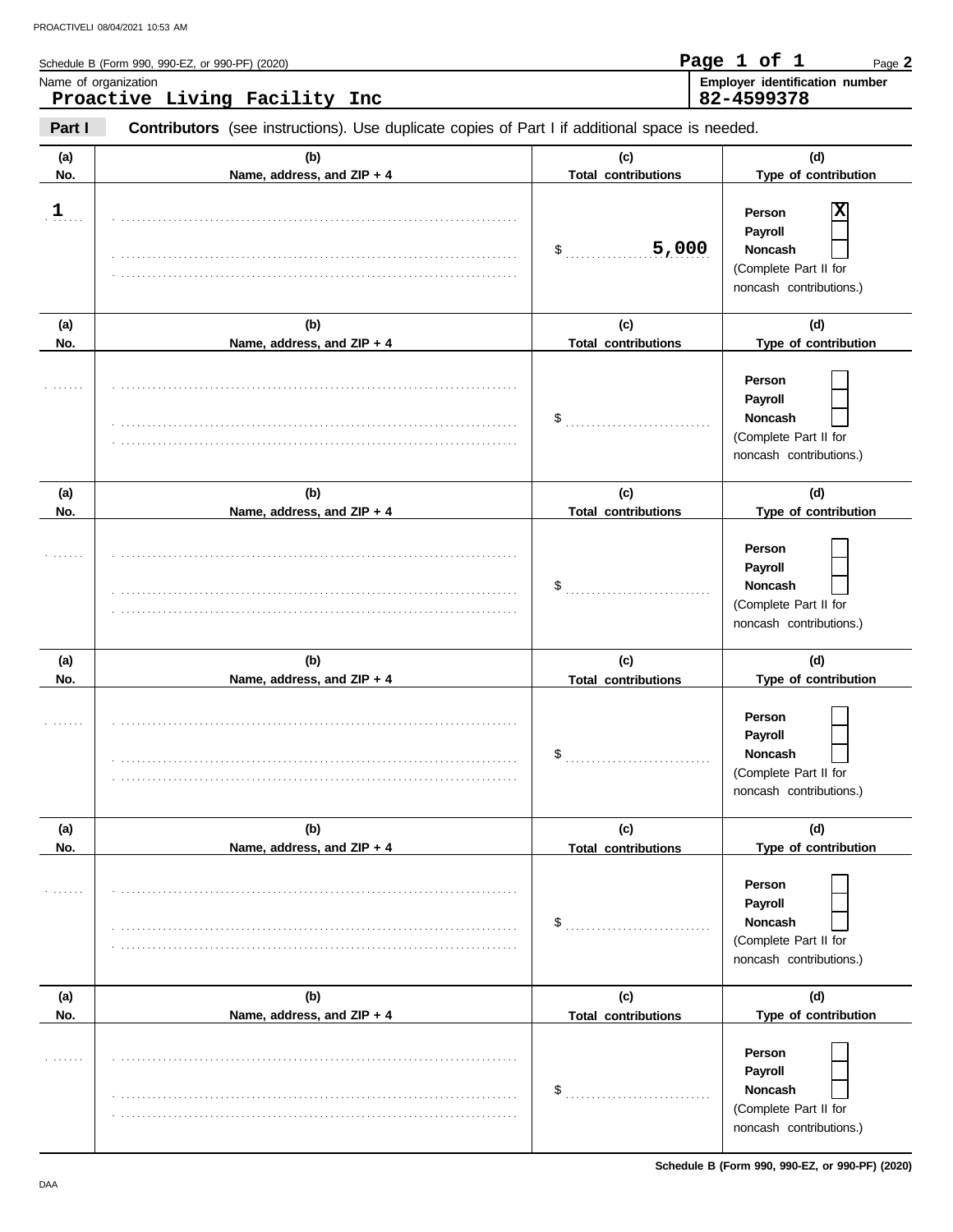Schedule B (Form 990, 990-EZ, or 990-PF) (2020)

Name of organization: **Proactive Living Facility Inc**

Employer identification number: **82-4599378**

**Part I** **Contributors** (see instructions). Use duplicate copies of Part I if additional space is needed.

| (a) No. | (b) Name, address, and ZIP + 4 | (c) Total contributions | (d) Type of contribution |
|---|---|---|---|
| 1 | | $ 5,000 | Person [X] Payroll [ ] Noncash [ ] (Complete Part II for noncash contributions.) |
| | | $ | Person [ ] Payroll [ ] Noncash [ ] (Complete Part II for noncash contributions.) |
| | | $ | Person [ ] Payroll [ ] Noncash [ ] (Complete Part II for noncash contributions.) |
| | | $ | Person [ ] Payroll [ ] Noncash [ ] (Complete Part II for noncash contributions.) |
| | | $ | Person [ ] Payroll [ ] Noncash [ ] (Complete Part II for noncash contributions.) |
| | | $ | Person [ ] Payroll [ ] Noncash [ ] (Complete Part II for noncash contributions.) |

Schedule B (Form 990, 990-EZ, or 990-PF) (2020)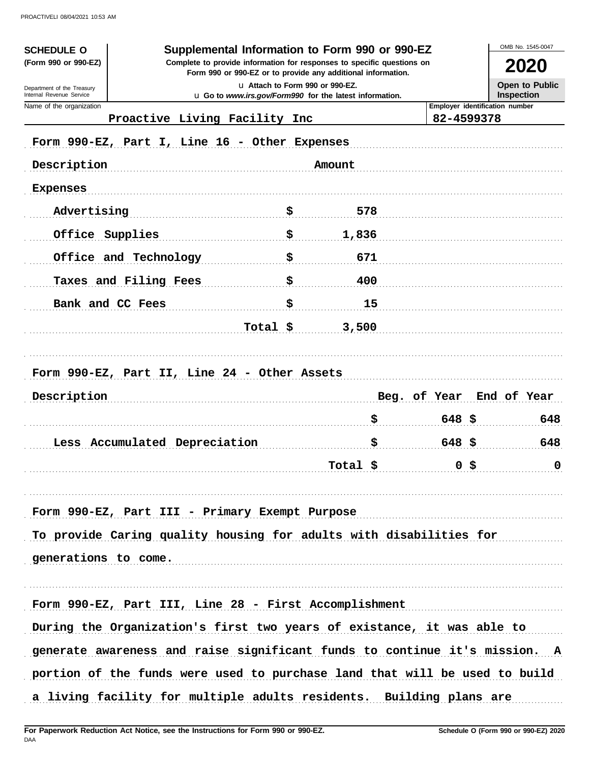PROACTIVELI 08/04/2021 10:53 AM

**SCHEDULE O**
**(Form 990 or 990-EZ)**

Department of the Treasury
Internal Revenue Service

# Supplemental Information to Form 990 or 990-EZ

**Complete to provide information for responses to specific questions on Form 990 or 990-EZ or to provide any additional information.**

u Attach to Form 990 or 990-EZ.
u Go to *www.irs.gov/Form990* for the latest information.

OMB No. 1545-0047

**2020**

**Open to Public Inspection**

| Name of the organization | Employer identification number |
|---|---|
| Proactive Living Facility Inc | 82-4599378 |

Form 990-EZ, Part I, Line 16 - Other Expenses

| Description | | Amount |
|---|---|---|
| Expenses | | |
| Advertising | $ | 578 |
| Office Supplies | $ | 1,836 |
| Office and Technology | $ | 671 |
| Taxes and Filing Fees | $ | 400 |
| Bank and CC Fees | $ | 15 |
| Total | $ | 3,500 |

Form 990-EZ, Part II, Line 24 - Other Assets

| Description | Beg. of Year | End of Year |
|---|---|---|
| | $ 648 | $ 648 |
| Less Accumulated Depreciation | $ 648 | $ 648 |
| Total | $ 0 | $ 0 |

Form 990-EZ, Part III - Primary Exempt Purpose

To provide Caring quality housing for adults with disabilities for generations to come.

Form 990-EZ, Part III, Line 28 - First Accomplishment

During the Organization's first two years of existance, it was able to generate awareness and raise significant funds to continue it's mission. A portion of the funds were used to purchase land that will be used to build a living facility for multiple adults residents. Building plans are

**For Paperwork Reduction Act Notice, see the Instructions for Form 990 or 990-EZ.**
DAA
**Schedule O (Form 990 or 990-EZ) 2020**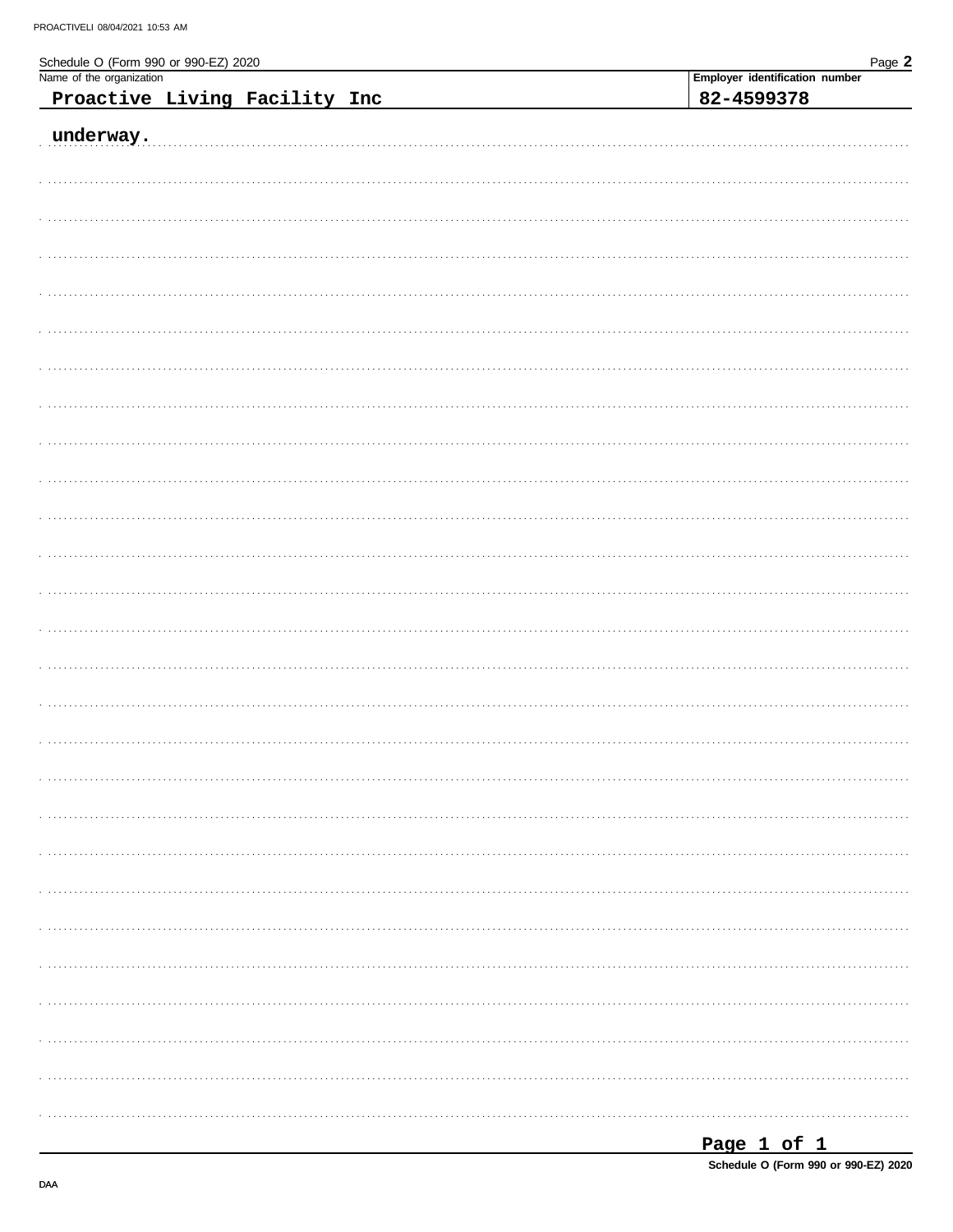Schedule O (Form 990 or 990-EZ) 2020

| Name of the organization | Employer identification number |
| --- | --- |
| Proactive Living Facility Inc | 82-4599378 |

underway.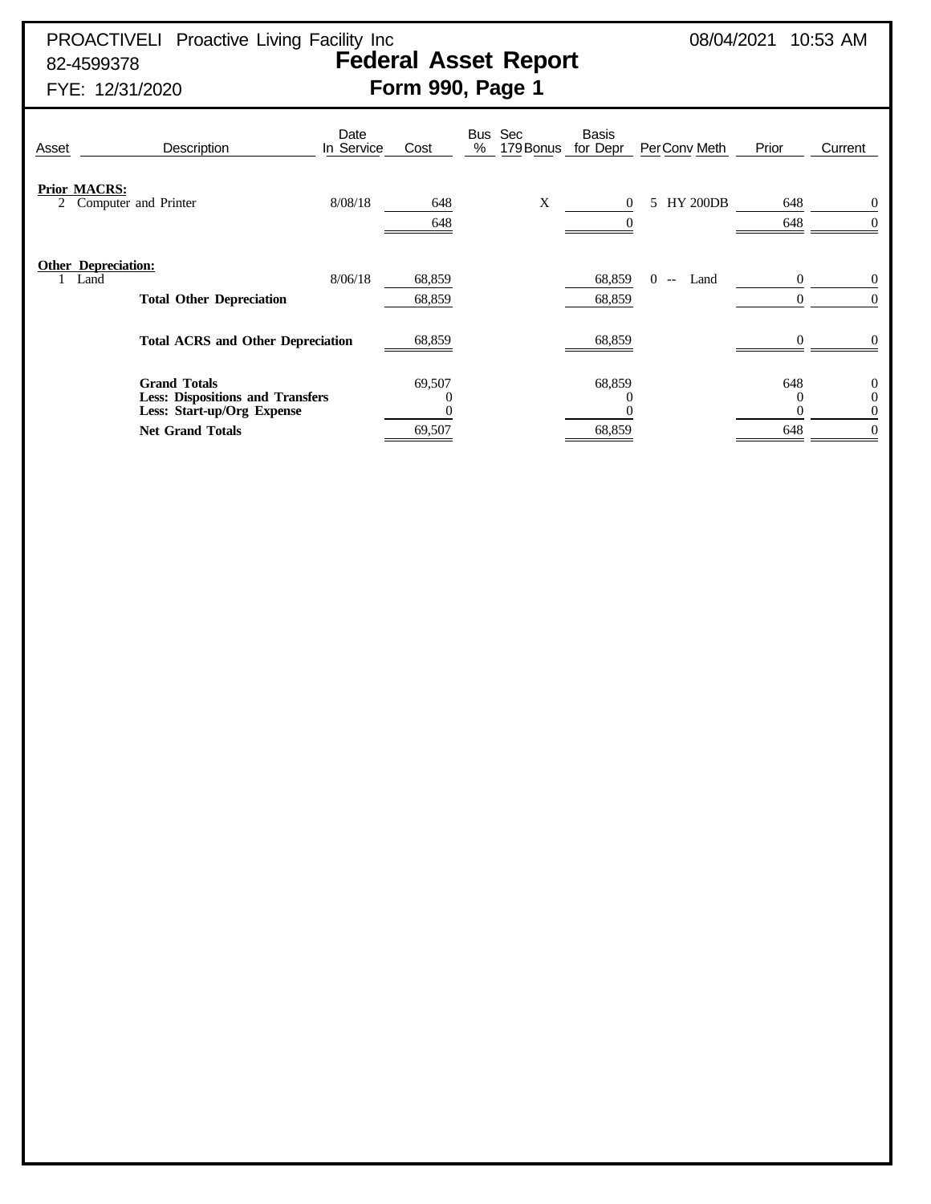PROACTIVELI Proactive Living Facility Inc
82-4599378
FYE: 12/31/2020

08/04/2021 10:53 AM

# Federal Asset Report

## Form 990, Page 1

| Asset | Description | Date In Service | Cost | Bus % | Sec 179 Bonus | Basis for Depr | Per | Conv | Meth | Prior | Current |
|---|---|---|---|---|---|---|---|---|---|---|---|
| **Prior MACRS:** | | | | | | | | | | | |
| 2 | Computer and Printer | 8/08/18 | 648 | | X | 0 | 5 | HY | 200DB | 648 | 0 |
| | | | 648 | | | 0 | | | | 648 | 0 |
| **Other Depreciation:** | | | | | | | | | | | |
| 1 | Land | 8/06/18 | 68,859 | | | 68,859 | 0 | -- | Land | 0 | 0 |
| | **Total Other Depreciation** | | 68,859 | | | 68,859 | | | | 0 | 0 |
| | **Total ACRS and Other Depreciation** | | 68,859 | | | 68,859 | | | | 0 | 0 |
| | **Grand Totals** | | 69,507 | | | 68,859 | | | | 648 | 0 |
| | **Less: Dispositions and Transfers** | | 0 | | | 0 | | | | 0 | 0 |
| | **Less: Start-up/Org Expense** | | 0 | | | 0 | | | | 0 | 0 |
| | **Net Grand Totals** | | 69,507 | | | 68,859 | | | | 648 | 0 |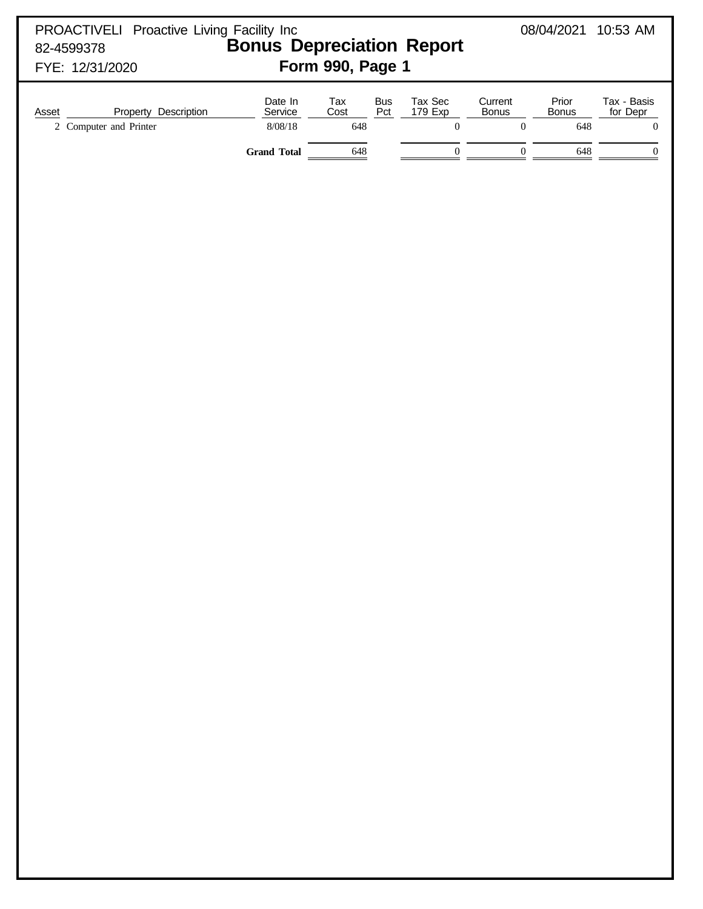PROACTIVELI Proactive Living Facility Inc
82-4599378
FYE: 12/31/2020

08/04/2021 10:53 AM

# Bonus Depreciation Report
## Form 990, Page 1

| Asset | Property Description | Date In Service | Tax Cost | Bus Pct | Tax Sec 179 Exp | Current Bonus | Prior Bonus | Tax - Basis for Depr |
|---|---|---|---|---|---|---|---|---|
| 2 | Computer and Printer | 8/08/18 | 648 | | 0 | 0 | 648 | 0 |
| | | **Grand Total** | 648 | | 0 | 0 | 648 | 0 |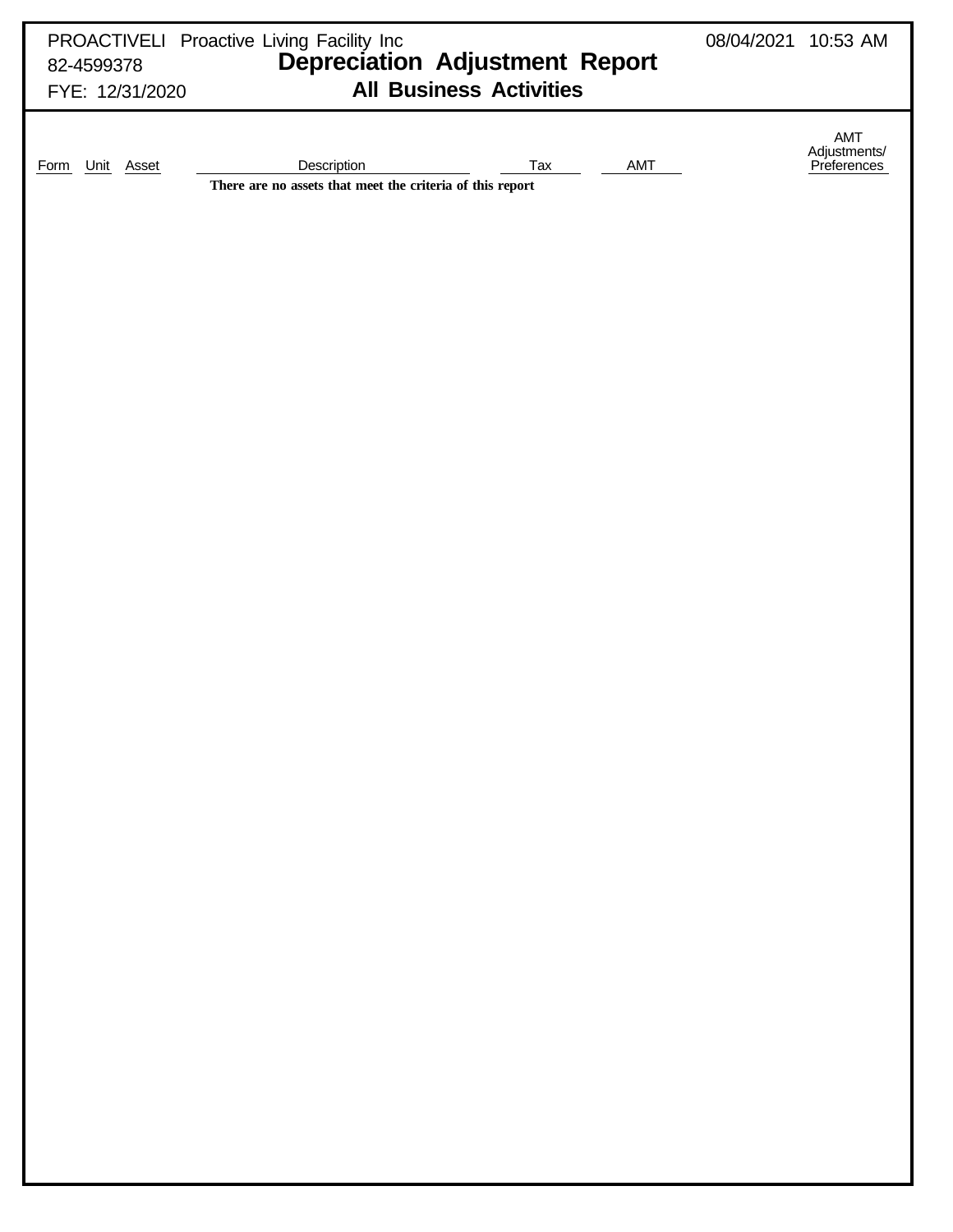PROACTIVELI Proactive Living Facility Inc
82-4599378
FYE: 12/31/2020

08/04/2021 10:53 AM

# Depreciation Adjustment Report

## All Business Activities

| Form | Unit | Asset | Description | Tax | AMT | AMT Adjustments/ Preferences |
|---|---|---|---|---|---|---|

**There are no assets that meet the criteria of this report**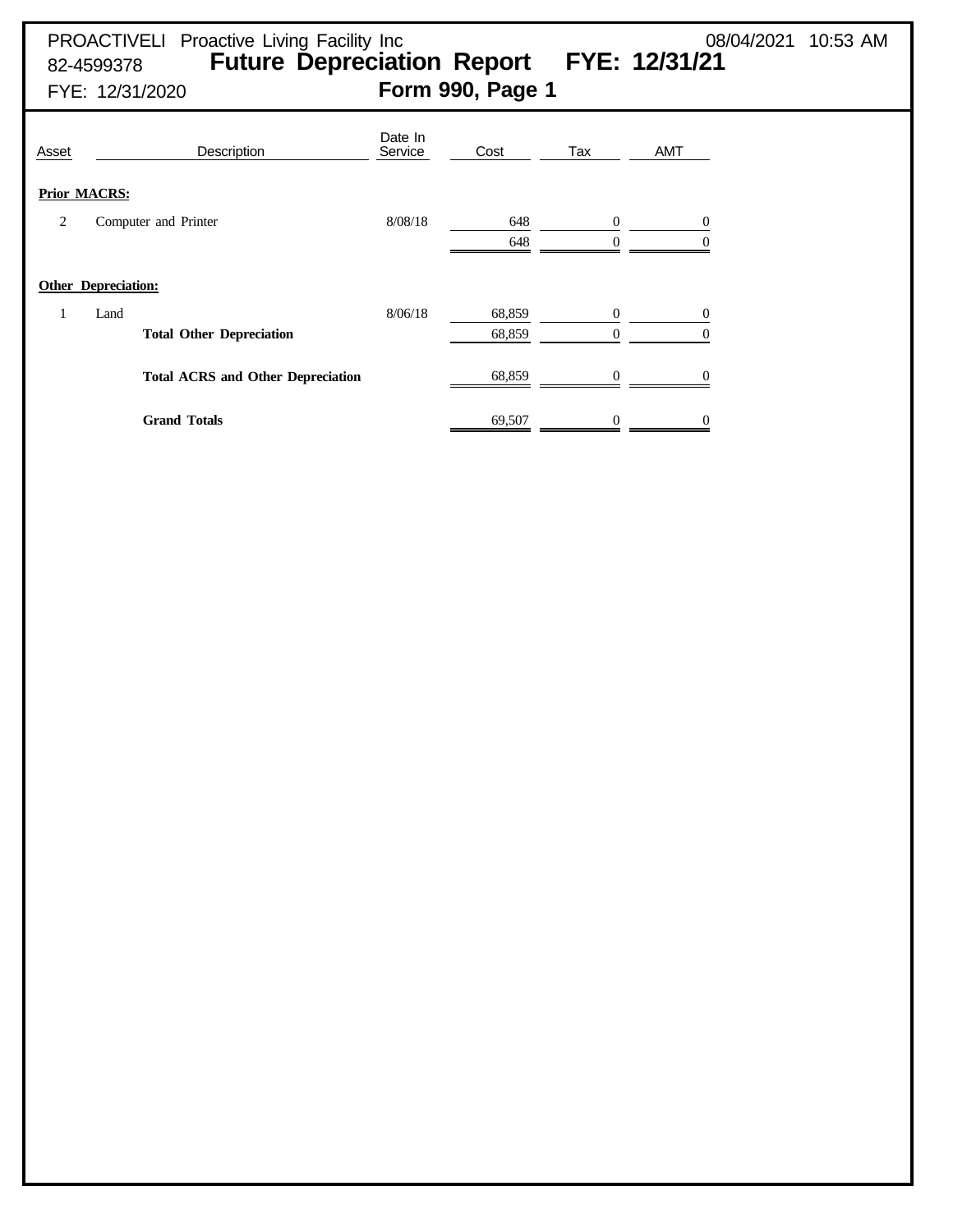PROACTIVELI Proactive Living Facility Inc
82-4599378
FYE: 12/31/2020

08/04/2021 10:53 AM

# Future Depreciation Report FYE: 12/31/21

## Form 990, Page 1

| Asset | Description | Date In Service | Cost | Tax | AMT |
|---|---|---|---|---|---|
| **Prior MACRS:** | | | | | |
| 2 | Computer and Printer | 8/08/18 | 648 | 0 | 0 |
| | | | 648 | 0 | 0 |
| **Other Depreciation:** | | | | | |
| 1 | Land | 8/06/18 | 68,859 | 0 | 0 |
| | **Total Other Depreciation** | | 68,859 | 0 | 0 |
| | **Total ACRS and Other Depreciation** | | 68,859 | 0 | 0 |
| | **Grand Totals** | | 69,507 | 0 | 0 |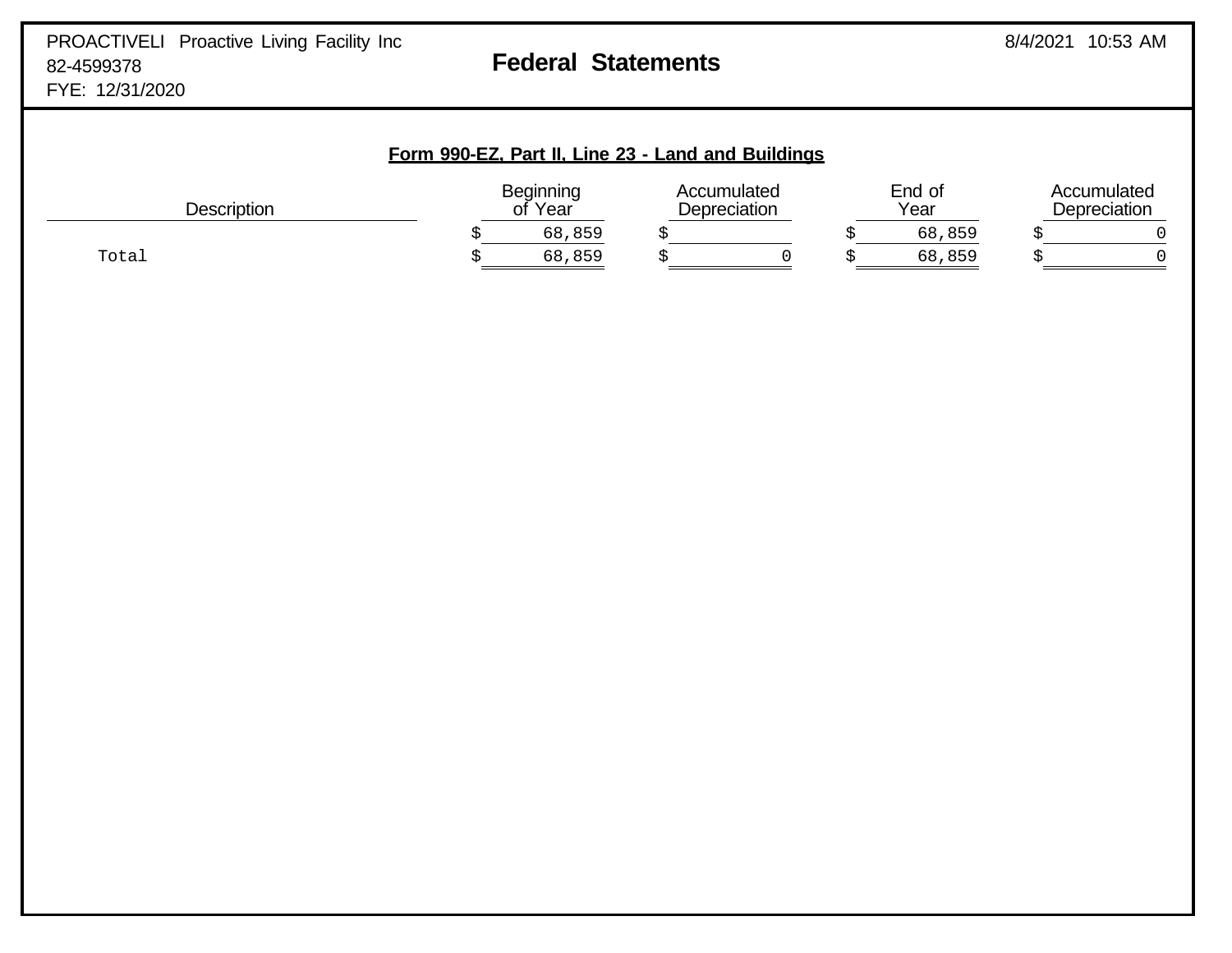PROACTIVELI Proactive Living Facility Inc
82-4599378
FYE: 12/31/2020

# Federal Statements

8/4/2021 10:53 AM

**Form 990-EZ, Part II, Line 23 - Land and Buildings**

| Description | Beginning of Year | Accumulated Depreciation | End of Year | Accumulated Depreciation |
|---|---|---|---|---|
| | $ 68,859 | $ | $ 68,859 | $ 0 |
| Total | $ 68,859 | $ 0 | $ 68,859 | $ 0 |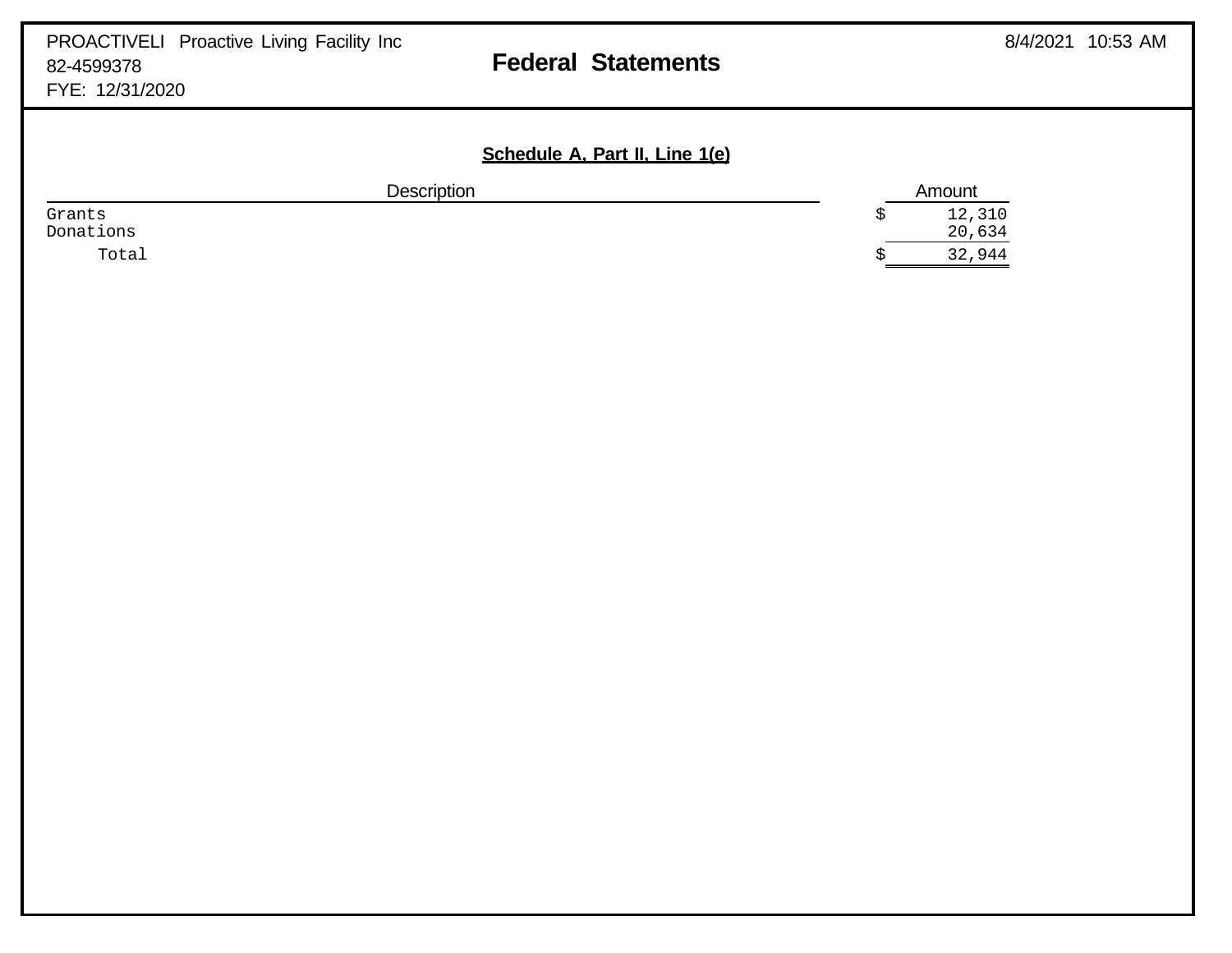PROACTIVELI Proactive Living Facility Inc
82-4599378
FYE: 12/31/2020

# Federal Statements

## Schedule A, Part II, Line 1(e)

| Description | Amount |
|---|---|
| Grants | $ 12,310 |
| Donations | 20,634 |
| Total | $ 32,944 |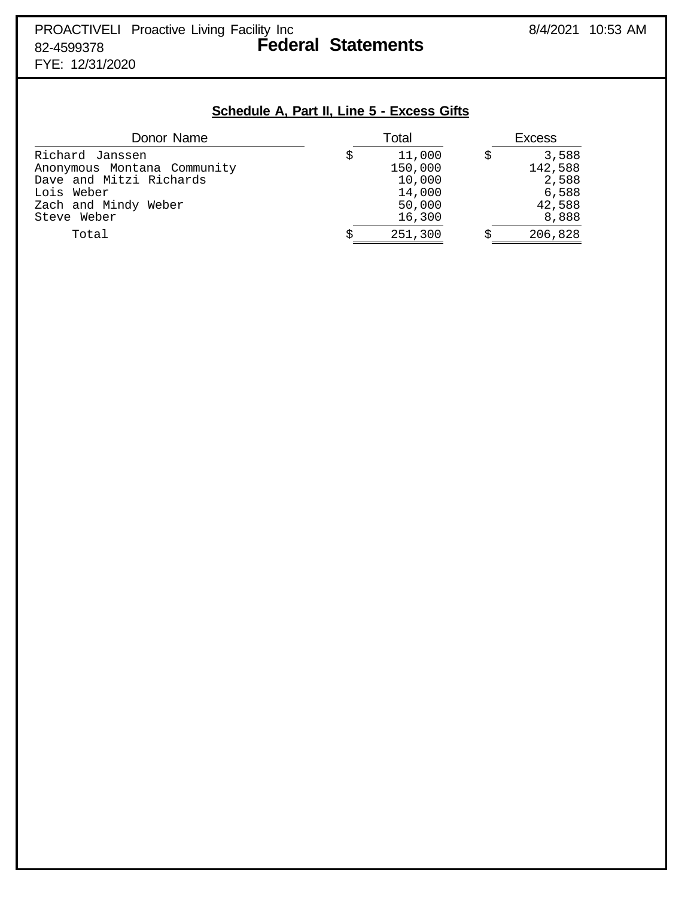PROACTIVELI Proactive Living Facility Inc
82-4599378
FYE: 12/31/2020

8/4/2021 10:53 AM

# Federal Statements

## Schedule A, Part II, Line 5 - Excess Gifts

| Donor Name | Total | Excess |
|---|---|---|
| Richard Janssen | $ 11,000 | $ 3,588 |
| Anonymous Montana Community | 150,000 | 142,588 |
| Dave and Mitzi Richards | 10,000 | 2,588 |
| Lois Weber | 14,000 | 6,588 |
| Zach and Mindy Weber | 50,000 | 42,588 |
| Steve Weber | 16,300 | 8,888 |
| Total | $ 251,300 | $ 206,828 |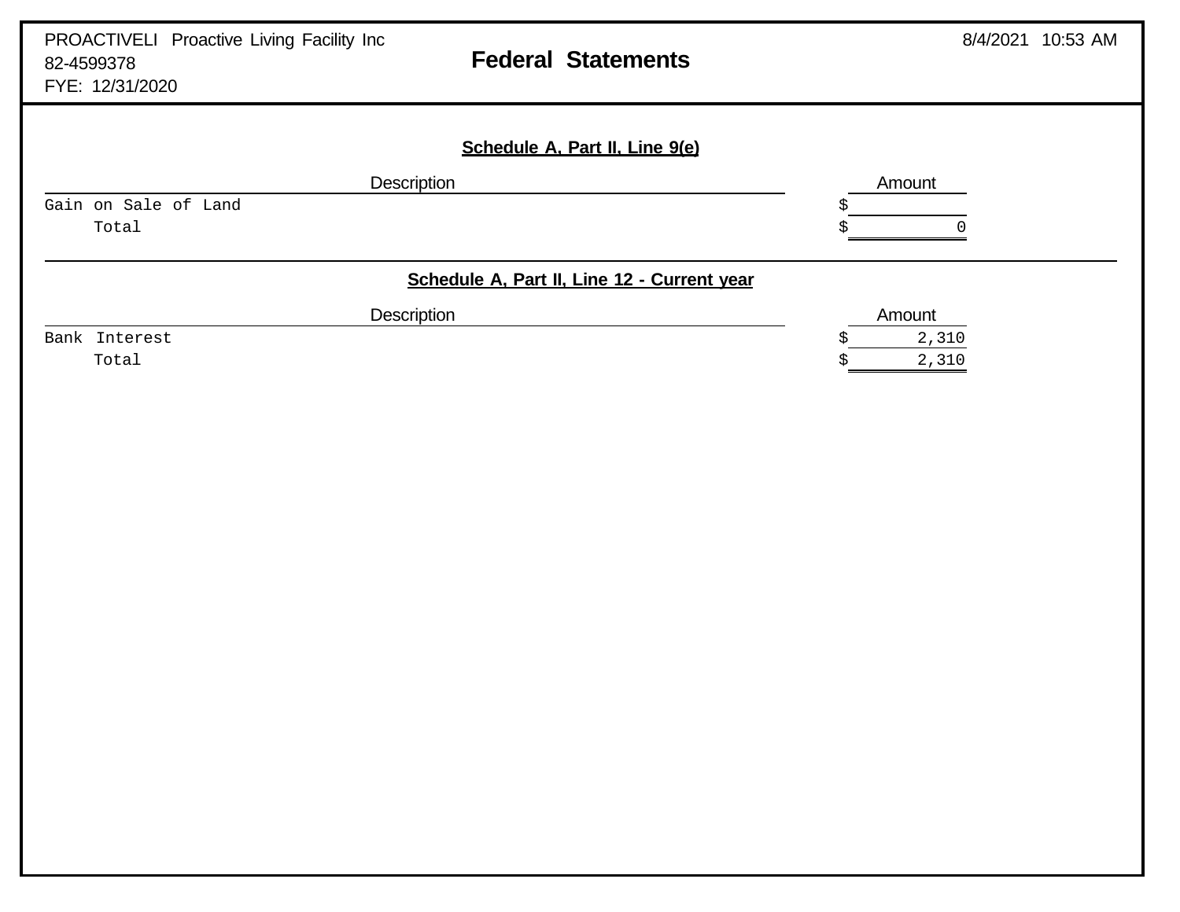PROACTIVELI Proactive Living Facility Inc
82-4599378
FYE: 12/31/2020

# Federal Statements

8/4/2021 10:53 AM

## Schedule A, Part II, Line 9(e)

| Description | Amount |
|---|---|
| Gain on Sale of Land | $ |
| Total | $ 0 |

## Schedule A, Part II, Line 12 - Current year

| Description | Amount |
|---|---|
| Bank Interest | $ 2,310 |
| Total | $ 2,310 |